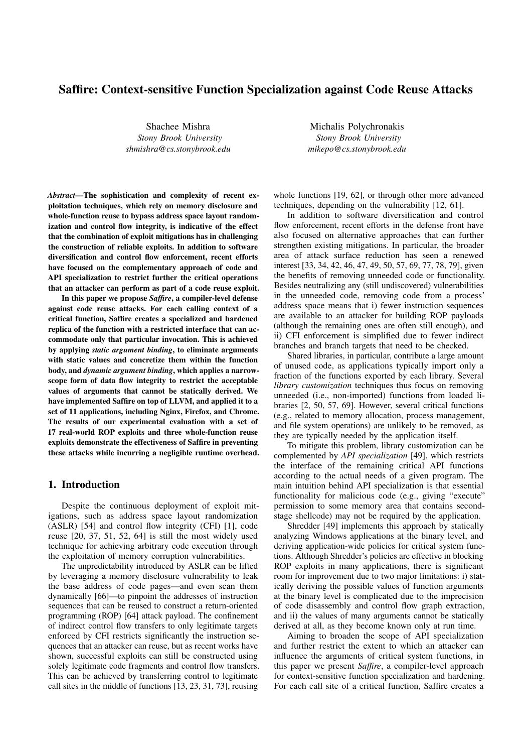# Saffire: Context-sensitive Function Specialization against Code Reuse Attacks

Shachee Mishra
*Stony Brook University*
*shmishra@cs.stonybrook.edu*

Michalis Polychronakis
*Stony Brook University*
*mikepo@cs.stonybrook.edu*

***Abstract*—The sophistication and complexity of recent exploitation techniques, which rely on memory disclosure and whole-function reuse to bypass address space layout randomization and control flow integrity, is indicative of the effect that the combination of exploit mitigations has in challenging the construction of reliable exploits. In addition to software diversification and control flow enforcement, recent efforts have focused on the complementary approach of code and API specialization to restrict further the critical operations that an attacker can perform as part of a code reuse exploit.**

**In this paper we propose *Saffire*, a compiler-level defense against code reuse attacks. For each calling context of a critical function, Saffire creates a specialized and hardened replica of the function with a restricted interface that can accommodate only that particular invocation. This is achieved by applying *static argument binding*, to eliminate arguments with static values and concretize them within the function body, and *dynamic argument binding*, which applies a narrow-scope form of data flow integrity to restrict the acceptable values of arguments that cannot be statically derived. We have implemented Saffire on top of LLVM, and applied it to a set of 11 applications, including Nginx, Firefox, and Chrome. The results of our experimental evaluation with a set of 17 real-world ROP exploits and three whole-function reuse exploits demonstrate the effectiveness of Saffire in preventing these attacks while incurring a negligible runtime overhead.**

## 1. Introduction

Despite the continuous deployment of exploit mitigations, such as address space layout randomization (ASLR) [54] and control flow integrity (CFI) [1], code reuse [20, 37, 51, 52, 64] is still the most widely used technique for achieving arbitrary code execution through the exploitation of memory corruption vulnerabilities.

The unpredictability introduced by ASLR can be lifted by leveraging a memory disclosure vulnerability to leak the base address of code pages—and even scan them dynamically [66]—to pinpoint the addresses of instruction sequences that can be reused to construct a return-oriented programming (ROP) [64] attack payload. The confinement of indirect control flow transfers to only legitimate targets enforced by CFI restricts significantly the instruction sequences that an attacker can reuse, but as recent works have shown, successful exploits can still be constructed using solely legitimate code fragments and control flow transfers. This can be achieved by transferring control to legitimate call sites in the middle of functions [13, 23, 31, 73], reusing whole functions [19, 62], or through other more advanced techniques, depending on the vulnerability [12, 61].

In addition to software diversification and control flow enforcement, recent efforts in the defense front have also focused on alternative approaches that can further strengthen existing mitigations. In particular, the broader area of attack surface reduction has seen a renewed interest [33, 34, 42, 46, 47, 49, 50, 57, 69, 77, 78, 79], given the benefits of removing unneeded code or functionality. Besides neutralizing any (still undiscovered) vulnerabilities in the unneeded code, removing code from a process' address space means that i) fewer instruction sequences are available to an attacker for building ROP payloads (although the remaining ones are often still enough), and ii) CFI enforcement is simplified due to fewer indirect branches and branch targets that need to be checked.

Shared libraries, in particular, contribute a large amount of unused code, as applications typically import only a fraction of the functions exported by each library. Several *library customization* techniques thus focus on removing unneeded (i.e., non-imported) functions from loaded libraries [2, 50, 57, 69]. However, several critical functions (e.g., related to memory allocation, process management, and file system operations) are unlikely to be removed, as they are typically needed by the application itself.

To mitigate this problem, library customization can be complemented by *API specialization* [49], which restricts the interface of the remaining critical API functions according to the actual needs of a given program. The main intuition behind API specialization is that essential functionality for malicious code (e.g., giving "execute" permission to some memory area that contains second-stage shellcode) may not be required by the application.

Shredder [49] implements this approach by statically analyzing Windows applications at the binary level, and deriving application-wide policies for critical system functions. Although Shredder's policies are effective in blocking ROP exploits in many applications, there is significant room for improvement due to two major limitations: i) statically deriving the possible values of function arguments at the binary level is complicated due to the imprecision of code disassembly and control flow graph extraction, and ii) the values of many arguments cannot be statically derived at all, as they become known only at run time.

Aiming to broaden the scope of API specialization and further restrict the extent to which an attacker can influence the arguments of critical system functions, in this paper we present *Saffire*, a compiler-level approach for context-sensitive function specialization and hardening. For each call site of a critical function, Saffire creates a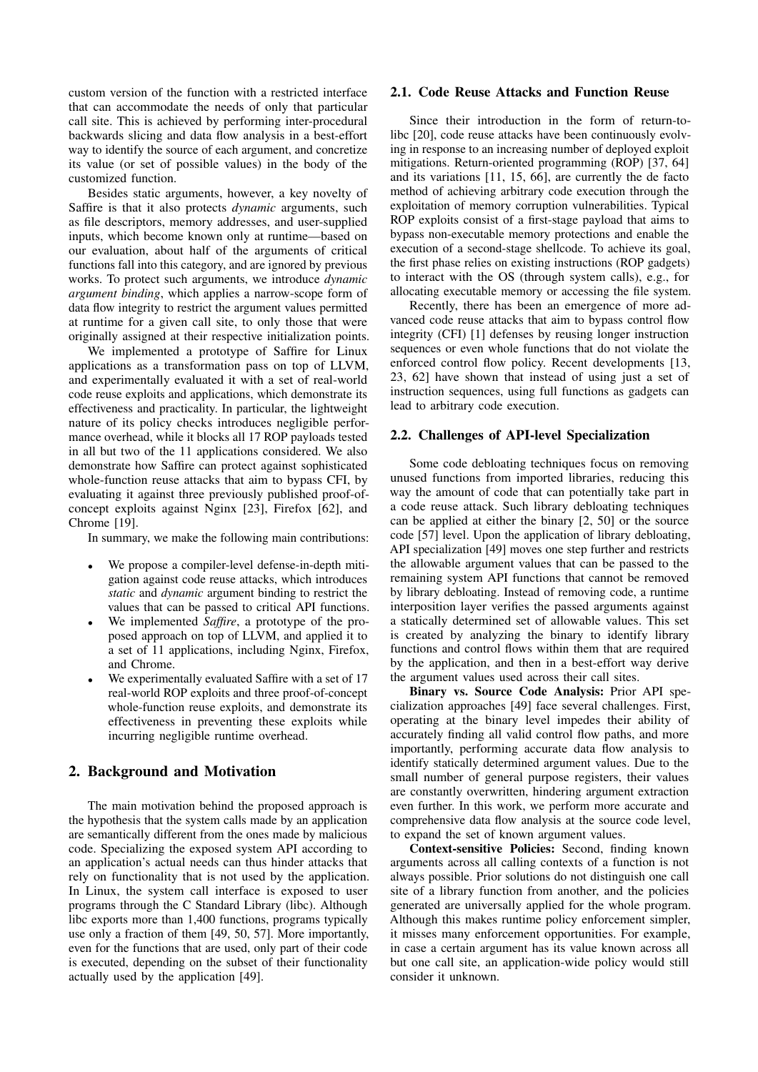custom version of the function with a restricted interface that can accommodate the needs of only that particular call site. This is achieved by performing inter-procedural backwards slicing and data flow analysis in a best-effort way to identify the source of each argument, and concretize its value (or set of possible values) in the body of the customized function.

Besides static arguments, however, a key novelty of Saffire is that it also protects *dynamic* arguments, such as file descriptors, memory addresses, and user-supplied inputs, which become known only at runtime—based on our evaluation, about half of the arguments of critical functions fall into this category, and are ignored by previous works. To protect such arguments, we introduce *dynamic argument binding*, which applies a narrow-scope form of data flow integrity to restrict the argument values permitted at runtime for a given call site, to only those that were originally assigned at their respective initialization points.

We implemented a prototype of Saffire for Linux applications as a transformation pass on top of LLVM, and experimentally evaluated it with a set of real-world code reuse exploits and applications, which demonstrate its effectiveness and practicality. In particular, the lightweight nature of its policy checks introduces negligible performance overhead, while it blocks all 17 ROP payloads tested in all but two of the 11 applications considered. We also demonstrate how Saffire can protect against sophisticated whole-function reuse attacks that aim to bypass CFI, by evaluating it against three previously published proof-of-concept exploits against Nginx [23], Firefox [62], and Chrome [19].

In summary, we make the following main contributions:

- We propose a compiler-level defense-in-depth mitigation against code reuse attacks, which introduces *static* and *dynamic* argument binding to restrict the values that can be passed to critical API functions.
- We implemented *Saffire*, a prototype of the proposed approach on top of LLVM, and applied it to a set of 11 applications, including Nginx, Firefox, and Chrome.
- We experimentally evaluated Saffire with a set of 17 real-world ROP exploits and three proof-of-concept whole-function reuse exploits, and demonstrate its effectiveness in preventing these exploits while incurring negligible runtime overhead.

## 2. Background and Motivation

The main motivation behind the proposed approach is the hypothesis that the system calls made by an application are semantically different from the ones made by malicious code. Specializing the exposed system API according to an application's actual needs can thus hinder attacks that rely on functionality that is not used by the application. In Linux, the system call interface is exposed to user programs through the C Standard Library (libc). Although libc exports more than 1,400 functions, programs typically use only a fraction of them [49, 50, 57]. More importantly, even for the functions that are used, only part of their code is executed, depending on the subset of their functionality actually used by the application [49].

### 2.1. Code Reuse Attacks and Function Reuse

Since their introduction in the form of return-to-libc [20], code reuse attacks have been continuously evolving in response to an increasing number of deployed exploit mitigations. Return-oriented programming (ROP) [37, 64] and its variations [11, 15, 66], are currently the de facto method of achieving arbitrary code execution through the exploitation of memory corruption vulnerabilities. Typical ROP exploits consist of a first-stage payload that aims to bypass non-executable memory protections and enable the execution of a second-stage shellcode. To achieve its goal, the first phase relies on existing instructions (ROP gadgets) to interact with the OS (through system calls), e.g., for allocating executable memory or accessing the file system.

Recently, there has been an emergence of more advanced code reuse attacks that aim to bypass control flow integrity (CFI) [1] defenses by reusing longer instruction sequences or even whole functions that do not violate the enforced control flow policy. Recent developments [13, 23, 62] have shown that instead of using just a set of instruction sequences, using full functions as gadgets can lead to arbitrary code execution.

### 2.2. Challenges of API-level Specialization

Some code debloating techniques focus on removing unused functions from imported libraries, reducing this way the amount of code that can potentially take part in a code reuse attack. Such library debloating techniques can be applied at either the binary [2, 50] or the source code [57] level. Upon the application of library debloating, API specialization [49] moves one step further and restricts the allowable argument values that can be passed to the remaining system API functions that cannot be removed by library debloating. Instead of removing code, a runtime interposition layer verifies the passed arguments against a statically determined set of allowable values. This set is created by analyzing the binary to identify library functions and control flows within them that are required by the application, and then in a best-effort way derive the argument values used across their call sites.

**Binary vs. Source Code Analysis:** Prior API specialization approaches [49] face several challenges. First, operating at the binary level impedes their ability of accurately finding all valid control flow paths, and more importantly, performing accurate data flow analysis to identify statically determined argument values. Due to the small number of general purpose registers, their values are constantly overwritten, hindering argument extraction even further. In this work, we perform more accurate and comprehensive data flow analysis at the source code level, to expand the set of known argument values.

**Context-sensitive Policies:** Second, finding known arguments across all calling contexts of a function is not always possible. Prior solutions do not distinguish one call site of a library function from another, and the policies generated are universally applied for the whole program. Although this makes runtime policy enforcement simpler, it misses many enforcement opportunities. For example, in case a certain argument has its value known across all but one call site, an application-wide policy would still consider it unknown.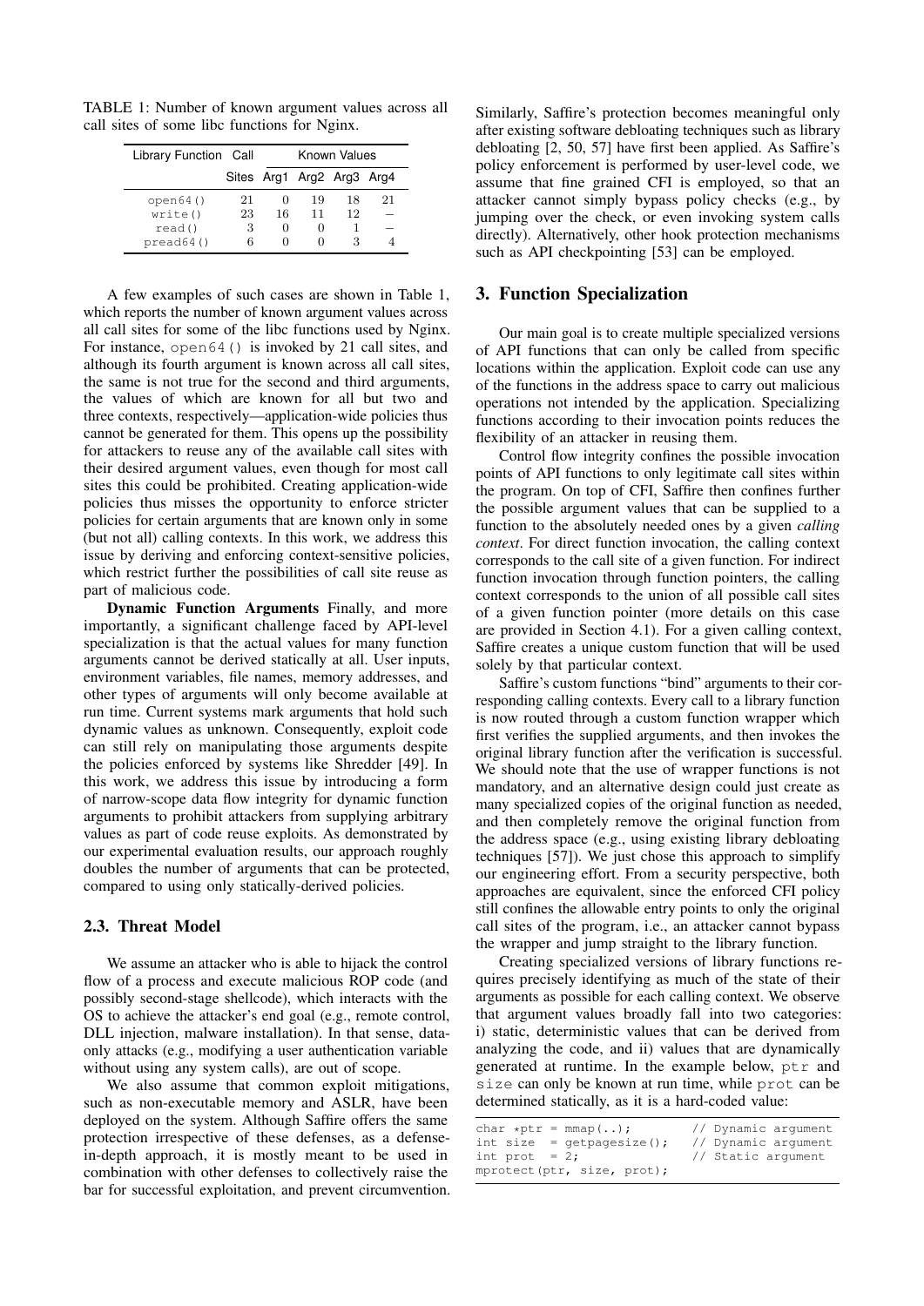TABLE 1: Number of known argument values across all call sites of some libc functions for Nginx.

| Library Function | Call Sites | Known Values | | | |
|---|---|---|---|---|---|
| | | Arg1 | Arg2 | Arg3 | Arg4 |
| open64() | 21 | 0 | 19 | 18 | 21 |
| write() | 23 | 16 | 11 | 12 | – |
| read() | 3 | 0 | 0 | 1 | – |
| pread64() | 6 | 0 | 0 | 3 | 4 |

A few examples of such cases are shown in Table 1, which reports the number of known argument values across all call sites for some of the libc functions used by Nginx. For instance, open64() is invoked by 21 call sites, and although its fourth argument is known across all call sites, the same is not true for the second and third arguments, the values of which are known for all but two and three contexts, respectively—application-wide policies thus cannot be generated for them. This opens up the possibility for attackers to reuse any of the available call sites with their desired argument values, even though for most call sites this could be prohibited. Creating application-wide policies thus misses the opportunity to enforce stricter policies for certain arguments that are known only in some (but not all) calling contexts. In this work, we address this issue by deriving and enforcing context-sensitive policies, which restrict further the possibilities of call site reuse as part of malicious code.

**Dynamic Function Arguments** Finally, and more importantly, a significant challenge faced by API-level specialization is that the actual values for many function arguments cannot be derived statically at all. User inputs, environment variables, file names, memory addresses, and other types of arguments will only become available at run time. Current systems mark arguments that hold such dynamic values as unknown. Consequently, exploit code can still rely on manipulating those arguments despite the policies enforced by systems like Shredder [49]. In this work, we address this issue by introducing a form of narrow-scope data flow integrity for dynamic function arguments to prohibit attackers from supplying arbitrary values as part of code reuse exploits. As demonstrated by our experimental evaluation results, our approach roughly doubles the number of arguments that can be protected, compared to using only statically-derived policies.

### 2.3. Threat Model

We assume an attacker who is able to hijack the control flow of a process and execute malicious ROP code (and possibly second-stage shellcode), which interacts with the OS to achieve the attacker's end goal (e.g., remote control, DLL injection, malware installation). In that sense, data-only attacks (e.g., modifying a user authentication variable without using any system calls), are out of scope.

We also assume that common exploit mitigations, such as non-executable memory and ASLR, have been deployed on the system. Although Saffire offers the same protection irrespective of these defenses, as a defense-in-depth approach, it is mostly meant to be used in combination with other defenses to collectively raise the bar for successful exploitation, and prevent circumvention. Similarly, Saffire's protection becomes meaningful only after existing software debloating techniques such as library debloating [2, 50, 57] have first been applied. As Saffire's policy enforcement is performed by user-level code, we assume that fine grained CFI is employed, so that an attacker cannot simply bypass policy checks (e.g., by jumping over the check, or even invoking system calls directly). Alternatively, other hook protection mechanisms such as API checkpointing [53] can be employed.

## 3. Function Specialization

Our main goal is to create multiple specialized versions of API functions that can only be called from specific locations within the application. Exploit code can use any of the functions in the address space to carry out malicious operations not intended by the application. Specializing functions according to their invocation points reduces the flexibility of an attacker in reusing them.

Control flow integrity confines the possible invocation points of API functions to only legitimate call sites within the program. On top of CFI, Saffire then confines further the possible argument values that can be supplied to a function to the absolutely needed ones by a given *calling context*. For direct function invocation, the calling context corresponds to the call site of a given function. For indirect function invocation through function pointers, the calling context corresponds to the union of all possible call sites of a given function pointer (more details on this case are provided in Section 4.1). For a given calling context, Saffire creates a unique custom function that will be used solely by that particular context.

Saffire's custom functions "bind" arguments to their corresponding calling contexts. Every call to a library function is now routed through a custom function wrapper which first verifies the supplied arguments, and then invokes the original library function after the verification is successful. We should note that the use of wrapper functions is not mandatory, and an alternative design could just create as many specialized copies of the original function as needed, and then completely remove the original function from the address space (e.g., using existing library debloating techniques [57]). We just chose this approach to simplify our engineering effort. From a security perspective, both approaches are equivalent, since the enforced CFI policy still confines the allowable entry points to only the original call sites of the program, i.e., an attacker cannot bypass the wrapper and jump straight to the library function.

Creating specialized versions of library functions requires precisely identifying as much of the state of their arguments as possible for each calling context. We observe that argument values broadly fall into two categories: i) static, deterministic values that can be derived from analyzing the code, and ii) values that are dynamically generated at runtime. In the example below, ptr and size can only be known at run time, while prot can be determined statically, as it is a hard-coded value:

```
char *ptr = mmap(..);          // Dynamic argument
int size  = getpagesize();     // Dynamic argument
int prot  = 2;                 // Static argument
mprotect(ptr, size, prot);
```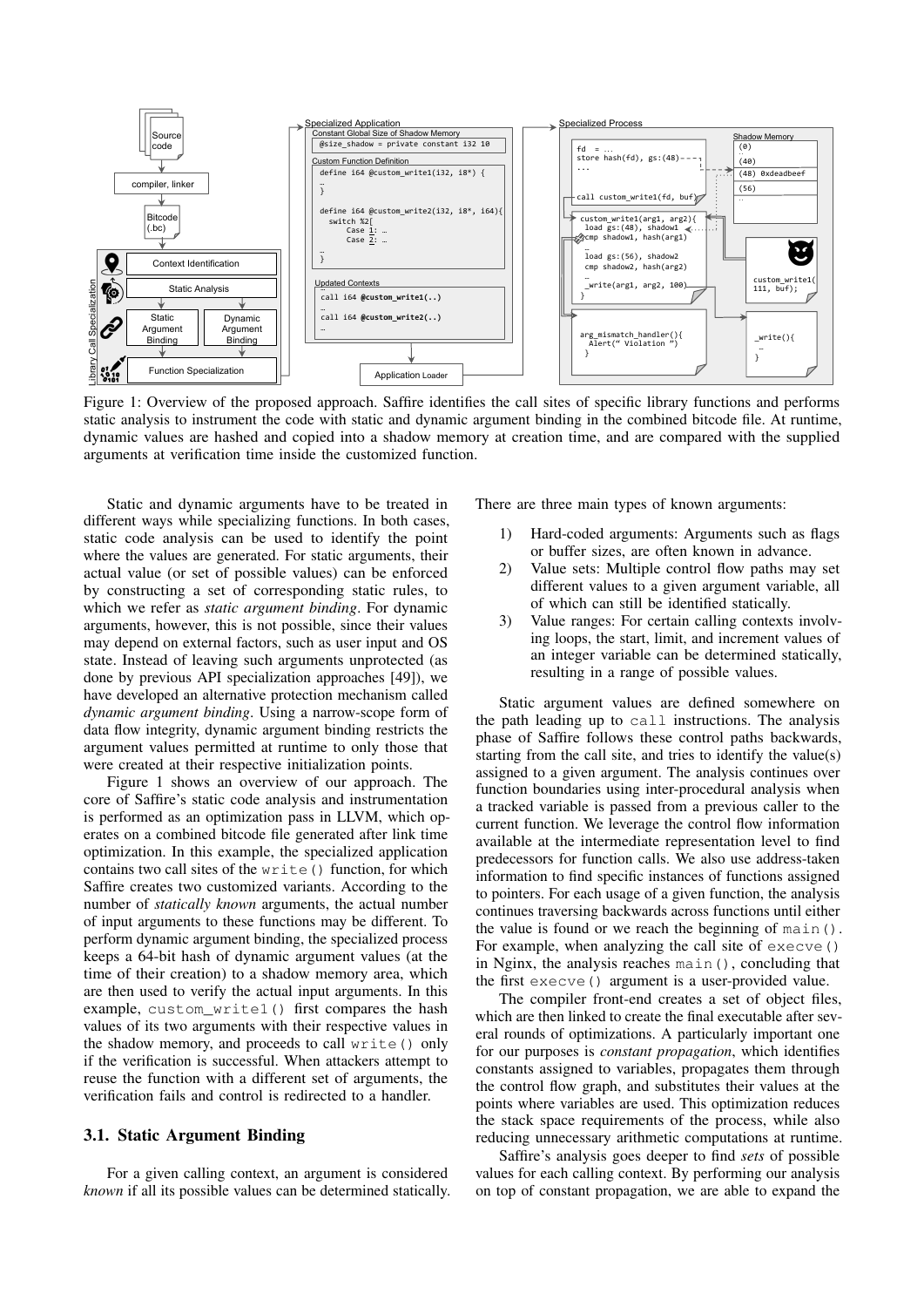Figure 1: Overview of the proposed approach. Saffire identifies the call sites of specific library functions and performs static analysis to instrument the code with static and dynamic argument binding in the combined bitcode file. At runtime, dynamic values are hashed and copied into a shadow memory at creation time, and are compared with the supplied arguments at verification time inside the customized function.

Static and dynamic arguments have to be treated in different ways while specializing functions. In both cases, static code analysis can be used to identify the point where the values are generated. For static arguments, their actual value (or set of possible values) can be enforced by constructing a set of corresponding static rules, to which we refer as *static argument binding*. For dynamic arguments, however, this is not possible, since their values may depend on external factors, such as user input and OS state. Instead of leaving such arguments unprotected (as done by previous API specialization approaches [49]), we have developed an alternative protection mechanism called *dynamic argument binding*. Using a narrow-scope form of data flow integrity, dynamic argument binding restricts the argument values permitted at runtime to only those that were created at their respective initialization points.

Figure 1 shows an overview of our approach. The core of Saffire's static code analysis and instrumentation is performed as an optimization pass in LLVM, which operates on a combined bitcode file generated after link time optimization. In this example, the specialized application contains two call sites of the `write()` function, for which Saffire creates two customized variants. According to the number of *statically known* arguments, the actual number of input arguments to these functions may be different. To perform dynamic argument binding, the specialized process keeps a 64-bit hash of dynamic argument values (at the time of their creation) to a shadow memory area, which are then used to verify the actual input arguments. In this example, `custom_write1()` first compares the hash values of its two arguments with their respective values in the shadow memory, and proceeds to call `write()` only if the verification is successful. When attackers attempt to reuse the function with a different set of arguments, the verification fails and control is redirected to a handler.

### 3.1. Static Argument Binding

For a given calling context, an argument is considered *known* if all its possible values can be determined statically. There are three main types of known arguments:

1) Hard-coded arguments: Arguments such as flags or buffer sizes, are often known in advance.
2) Value sets: Multiple control flow paths may set different values to a given argument variable, all of which can still be identified statically.
3) Value ranges: For certain calling contexts involving loops, the start, limit, and increment values of an integer variable can be determined statically, resulting in a range of possible values.

Static argument values are defined somewhere on the path leading up to `call` instructions. The analysis phase of Saffire follows these control paths backwards, starting from the call site, and tries to identify the value(s) assigned to a given argument. The analysis continues over function boundaries using inter-procedural analysis when a tracked variable is passed from a previous caller to the current function. We leverage the control flow information available at the intermediate representation level to find predecessors for function calls. We also use address-taken information to find specific instances of functions assigned to pointers. For each usage of a given function, the analysis continues traversing backwards across functions until either the value is found or we reach the beginning of `main()`. For example, when analyzing the call site of `execve()` in Nginx, the analysis reaches `main()`, concluding that the first `execve()` argument is a user-provided value.

The compiler front-end creates a set of object files, which are then linked to create the final executable after several rounds of optimizations. A particularly important one for our purposes is *constant propagation*, which identifies constants assigned to variables, propagates them through the control flow graph, and substitutes their values at the points where variables are used. This optimization reduces the stack space requirements of the process, while also reducing unnecessary arithmetic computations at runtime.

Saffire's analysis goes deeper to find *sets* of possible values for each calling context. By performing our analysis on top of constant propagation, we are able to expand the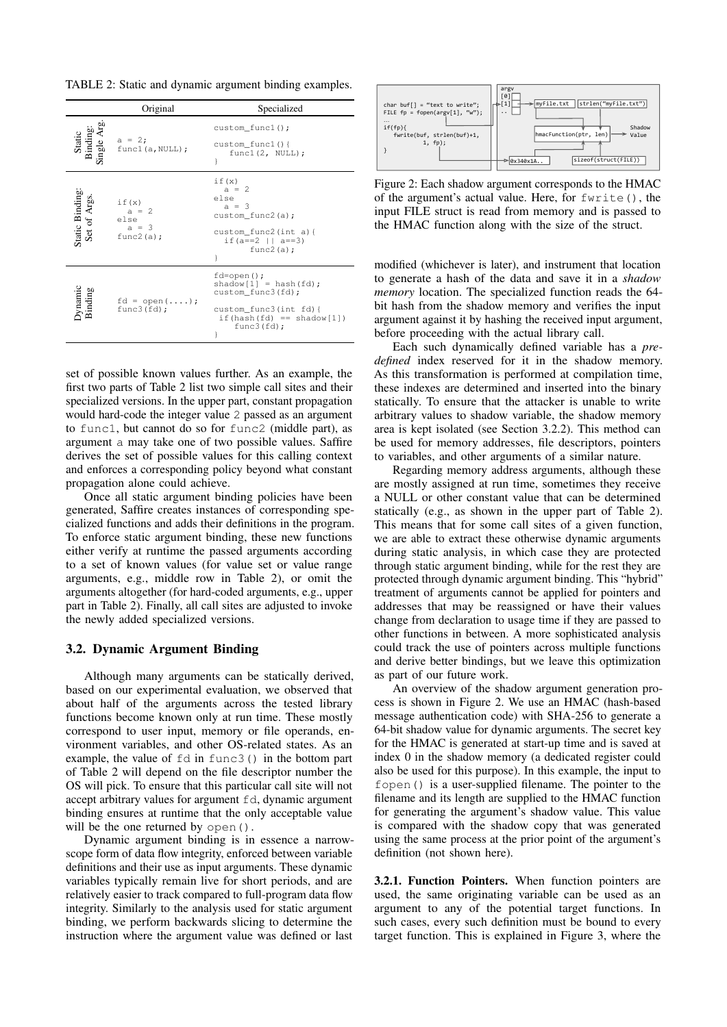TABLE 2: Static and dynamic argument binding examples.

| | Original | Specialized |
|---|---|---|
| Static Binding: Single Arg. | `a = 2;`<br>`func1(a,NULL);` | `custom_func1();`<br><br>`custom_func1(){`<br>`   func1(2, NULL);`<br>`}` |
| Static Binding: Set of Args. | `if(x)`<br>`  a = 2`<br>`else`<br>`  a = 3`<br>`func2(a);` | `if(x)`<br>`  a = 2`<br>`else`<br>`  a = 3`<br>`custom_func2(a);`<br><br>`custom_func2(int a){`<br>`  if(a==2 \|\| a==3)`<br>`       func2(a);`<br>`}` |
| Dynamic Binding | `fd = open(....);`<br>`func3(fd);` | `fd=open();`<br>`shadow[1] = hash(fd);`<br>`custom_func3(fd);`<br><br>`custom_func3(int fd){`<br>` if(hash(fd) == shadow[1])`<br>`     func3(fd);`<br>`}` |

set of possible known values further. As an example, the first two parts of Table 2 list two simple call sites and their specialized versions. In the upper part, constant propagation would hard-code the integer value `2` passed as an argument to `func1`, but cannot do so for `func2` (middle part), as argument `a` may take one of two possible values. Saffire derives the set of possible values for this calling context and enforces a corresponding policy beyond what constant propagation alone could achieve.

Once all static argument binding policies have been generated, Saffire creates instances of corresponding specialized functions and adds their definitions in the program. To enforce static argument binding, these new functions either verify at runtime the passed arguments according to a set of known values (for value set or value range arguments, e.g., middle row in Table 2), or omit the arguments altogether (for hard-coded arguments, e.g., upper part in Table 2). Finally, all call sites are adjusted to invoke the newly added specialized versions.

## 3.2. Dynamic Argument Binding

Although many arguments can be statically derived, based on our experimental evaluation, we observed that about half of the arguments across the tested library functions become known only at run time. These mostly correspond to user input, memory or file operands, environment variables, and other OS-related states. As an example, the value of `fd` in `func3()` in the bottom part of Table 2 will depend on the file descriptor number the OS will pick. To ensure that this particular call site will not accept arbitrary values for argument `fd`, dynamic argument binding ensures at runtime that the only acceptable value will be the one returned by `open()`.

Dynamic argument binding is in essence a narrow-scope form of data flow integrity, enforced between variable definitions and their use as input arguments. These dynamic variables typically remain live for short periods, and are relatively easier to track compared to full-program data flow integrity. Similarly to the analysis used for static argument binding, we perform backwards slicing to determine the instruction where the argument value was defined or last

Figure 2: Each shadow argument corresponds to the HMAC of the argument's actual value. Here, for `fwrite()`, the input FILE struct is read from memory and is passed to the HMAC function along with the size of the struct.

modified (whichever is later), and instrument that location to generate a hash of the data and save it in a *shadow memory* location. The specialized function reads the 64-bit hash from the shadow memory and verifies the input argument against it by hashing the received input argument, before proceeding with the actual library call.

Each such dynamically defined variable has a *pre-defined* index reserved for it in the shadow memory. As this transformation is performed at compilation time, these indexes are determined and inserted into the binary statically. To ensure that the attacker is unable to write arbitrary values to shadow variable, the shadow memory area is kept isolated (see Section 3.2.2). This method can be used for memory addresses, file descriptors, pointers to variables, and other arguments of a similar nature.

Regarding memory address arguments, although these are mostly assigned at run time, sometimes they receive a NULL or other constant value that can be determined statically (e.g., as shown in the upper part of Table 2). This means that for some call sites of a given function, we are able to extract these otherwise dynamic arguments during static analysis, in which case they are protected through static argument binding, while for the rest they are protected through dynamic argument binding. This "hybrid" treatment of arguments cannot be applied for pointers and addresses that may be reassigned or have their values change from declaration to usage time if they are passed to other functions in between. A more sophisticated analysis could track the use of pointers across multiple functions and derive better bindings, but we leave this optimization as part of our future work.

An overview of the shadow argument generation process is shown in Figure 2. We use an HMAC (hash-based message authentication code) with SHA-256 to generate a 64-bit shadow value for dynamic arguments. The secret key for the HMAC is generated at start-up time and is saved at index 0 in the shadow memory (a dedicated register could also be used for this purpose). In this example, the input to `fopen()` is a user-supplied filename. The pointer to the filename and its length are supplied to the HMAC function for generating the argument's shadow value. This value is compared with the shadow copy that was generated using the same process at the prior point of the argument's definition (not shown here).

**3.2.1. Function Pointers.** When function pointers are used, the same originating variable can be used as an argument to any of the potential target functions. In such cases, every such definition must be bound to every target function. This is explained in Figure 3, where the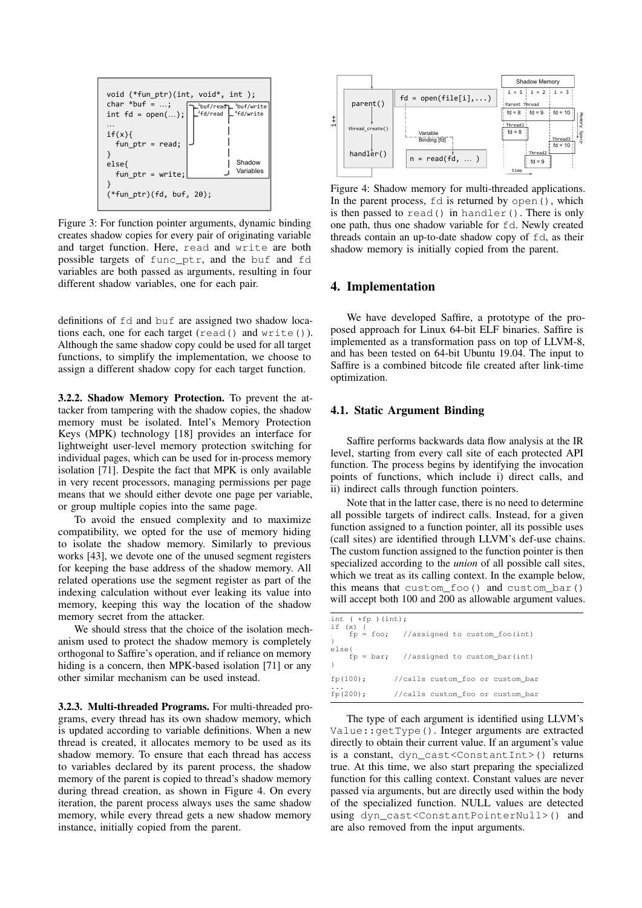```
void (*fun_ptr)(int, void*, int );
char *buf = ...;
int fd = open(...);
...
if(x){
  fun_ptr = read;
}
else{
  fun_ptr = write;
}
(*fun_ptr)(fd, buf, 20);
```

Figure 3: For function pointer arguments, dynamic binding creates shadow copies for every pair of originating variable and target function. Here, read and write are both possible targets of func_ptr, and the buf and fd variables are both passed as arguments, resulting in four different shadow variables, one for each pair.

definitions of fd and buf are assigned two shadow locations each, one for each target (read() and write()). Although the same shadow copy could be used for all target functions, to simplify the implementation, we choose to assign a different shadow copy for each target function.

**3.2.2. Shadow Memory Protection.** To prevent the attacker from tampering with the shadow copies, the shadow memory must be isolated. Intel's Memory Protection Keys (MPK) technology [18] provides an interface for lightweight user-level memory protection switching for individual pages, which can be used for in-process memory isolation [71]. Despite the fact that MPK is only available in very recent processors, managing permissions per page means that we should either devote one page per variable, or group multiple copies into the same page.

To avoid the ensued complexity and to maximize compatibility, we opted for the use of memory hiding to isolate the shadow memory. Similarly to previous works [43], we devote one of the unused segment registers for keeping the base address of the shadow memory. All related operations use the segment register as part of the indexing calculation without ever leaking its value into memory, keeping this way the location of the shadow memory secret from the attacker.

We should stress that the choice of the isolation mechanism used to protect the shadow memory is completely orthogonal to Saffire's operation, and if reliance on memory hiding is a concern, then MPK-based isolation [71] or any other similar mechanism can be used instead.

**3.2.3. Multi-threaded Programs.** For multi-threaded programs, every thread has its own shadow memory, which is updated according to variable definitions. When a new thread is created, it allocates memory to be used as its shadow memory. To ensure that each thread has access to variables declared by its parent process, the shadow memory of the parent is copied to thread's shadow memory during thread creation, as shown in Figure 4. On every iteration, the parent process always uses the same shadow memory, while every thread gets a new shadow memory instance, initially copied from the parent.

Figure 4: Shadow memory for multi-threaded applications. In the parent process, fd is returned by open(), which is then passed to read() in handler(). There is only one path, thus one shadow variable for fd. Newly created threads contain an up-to-date shadow copy of fd, as their shadow memory is initially copied from the parent.

## 4. Implementation

We have developed Saffire, a prototype of the proposed approach for Linux 64-bit ELF binaries. Saffire is implemented as a transformation pass on top of LLVM-8, and has been tested on 64-bit Ubuntu 19.04. The input to Saffire is a combined bitcode file created after link-time optimization.

### 4.1. Static Argument Binding

Saffire performs backwards data flow analysis at the IR level, starting from every call site of each protected API function. The process begins by identifying the invocation points of functions, which include i) direct calls, and ii) indirect calls through function pointers.

Note that in the latter case, there is no need to determine all possible targets of indirect calls. Instead, for a given function assigned to a function pointer, all its possible uses (call sites) are identified through LLVM's def-use chains. The custom function assigned to the function pointer is then specialized according to the *union* of all possible call sites, which we treat as its calling context. In the example below, this means that custom_foo() and custom_bar() will accept both 100 and 200 as allowable argument values.

```
int ( *fp )(int);
if (x) {
    fp = foo;   //assigned to custom_foo(int)
}
else{
    fp = bar;   //assigned to custom_bar(int)
}

fp(100);      //calls custom_foo or custom_bar
...
fp(200);      //calls custom_foo or custom_bar
```

The type of each argument is identified using LLVM's Value::getType(). Integer arguments are extracted directly to obtain their current value. If an argument's value is a constant, dyn_cast<ConstantInt>() returns true. At this time, we also start preparing the specialized function for this calling context. Constant values are never passed via arguments, but are directly used within the body of the specialized function. NULL values are detected using dyn_cast<ConstantPointerNull>() and are also removed from the input arguments.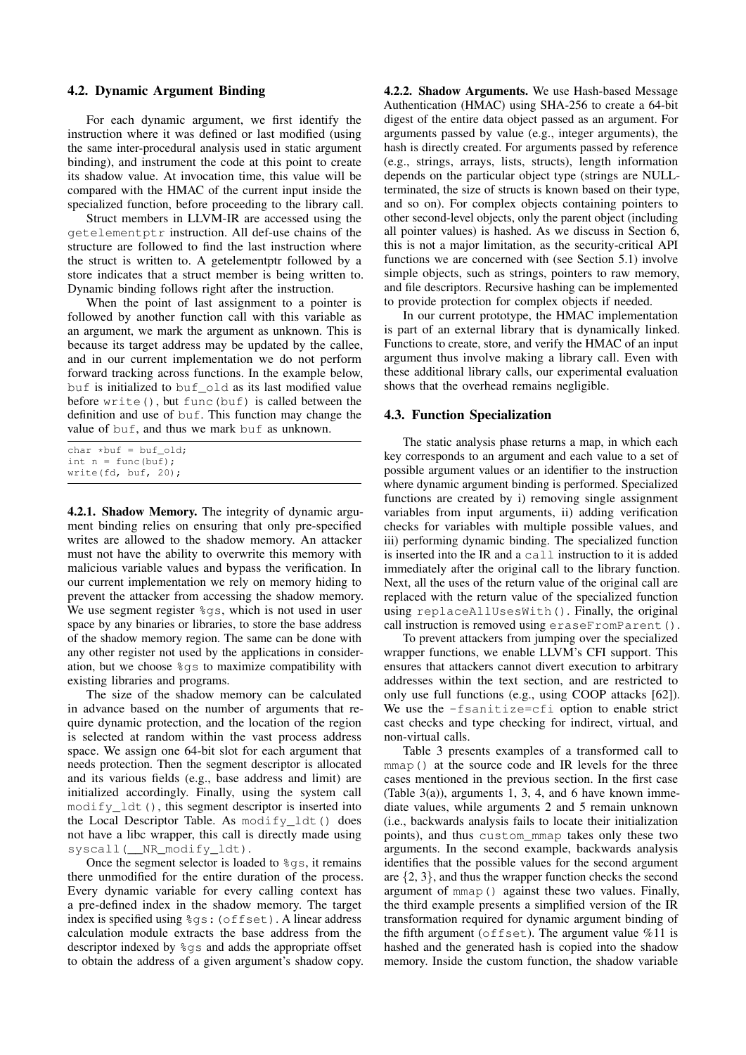### 4.2. Dynamic Argument Binding

For each dynamic argument, we first identify the instruction where it was defined or last modified (using the same inter-procedural analysis used in static argument binding), and instrument the code at this point to create its shadow value. At invocation time, this value will be compared with the HMAC of the current input inside the specialized function, before proceeding to the library call.

Struct members in LLVM-IR are accessed using the `getelementptr` instruction. All def-use chains of the structure are followed to find the last instruction where the struct is written to. A getelementptr followed by a store indicates that a struct member is being written to. Dynamic binding follows right after the instruction.

When the point of last assignment to a pointer is followed by another function call with this variable as an argument, we mark the argument as unknown. This is because its target address may be updated by the callee, and in our current implementation we do not perform forward tracking across functions. In the example below, `buf` is initialized to `buf_old` as its last modified value before `write()`, but `func(buf)` is called between the definition and use of `buf`. This function may change the value of `buf`, and thus we mark `buf` as unknown.

```
char *buf = buf_old;
int n = func(buf);
write(fd, buf, 20);
```

**4.2.1. Shadow Memory.** The integrity of dynamic argument binding relies on ensuring that only pre-specified writes are allowed to the shadow memory. An attacker must not have the ability to overwrite this memory with malicious variable values and bypass the verification. In our current implementation we rely on memory hiding to prevent the attacker from accessing the shadow memory. We use segment register `%gs`, which is not used in user space by any binaries or libraries, to store the base address of the shadow memory region. The same can be done with any other register not used by the applications in consideration, but we choose `%gs` to maximize compatibility with existing libraries and programs.

The size of the shadow memory can be calculated in advance based on the number of arguments that require dynamic protection, and the location of the region is selected at random within the vast process address space. We assign one 64-bit slot for each argument that needs protection. Then the segment descriptor is allocated and its various fields (e.g., base address and limit) are initialized accordingly. Finally, using the system call `modify_ldt()`, this segment descriptor is inserted into the Local Descriptor Table. As `modify_ldt()` does not have a libc wrapper, this call is directly made using `syscall(__NR_modify_ldt)`.

Once the segment selector is loaded to `%gs`, it remains there unmodified for the entire duration of the process. Every dynamic variable for every calling context has a pre-defined index in the shadow memory. The target index is specified using `%gs:(offset)`. A linear address calculation module extracts the base address from the descriptor indexed by `%gs` and adds the appropriate offset to obtain the address of a given argument's shadow copy.

**4.2.2. Shadow Arguments.** We use Hash-based Message Authentication (HMAC) using SHA-256 to create a 64-bit digest of the entire data object passed as an argument. For arguments passed by value (e.g., integer arguments), the hash is directly created. For arguments passed by reference (e.g., strings, arrays, lists, structs), length information depends on the particular object type (strings are NULL-terminated, the size of structs is known based on their type, and so on). For complex objects containing pointers to other second-level objects, only the parent object (including all pointer values) is hashed. As we discuss in Section 6, this is not a major limitation, as the security-critical API functions we are concerned with (see Section 5.1) involve simple objects, such as strings, pointers to raw memory, and file descriptors. Recursive hashing can be implemented to provide protection for complex objects if needed.

In our current prototype, the HMAC implementation is part of an external library that is dynamically linked. Functions to create, store, and verify the HMAC of an input argument thus involve making a library call. Even with these additional library calls, our experimental evaluation shows that the overhead remains negligible.

### 4.3. Function Specialization

The static analysis phase returns a map, in which each key corresponds to an argument and each value to a set of possible argument values or an identifier to the instruction where dynamic argument binding is performed. Specialized functions are created by i) removing single assignment variables from input arguments, ii) adding verification checks for variables with multiple possible values, and iii) performing dynamic binding. The specialized function is inserted into the IR and a `call` instruction to it is added immediately after the original call to the library function. Next, all the uses of the return value of the original call are replaced with the return value of the specialized function using `replaceAllUsesWith()`. Finally, the original call instruction is removed using `eraseFromParent()`.

To prevent attackers from jumping over the specialized wrapper functions, we enable LLVM's CFI support. This ensures that attackers cannot divert execution to arbitrary addresses within the text section, and are restricted to only use full functions (e.g., using COOP attacks [62]). We use the `-fsanitize=cfi` option to enable strict cast checks and type checking for indirect, virtual, and non-virtual calls.

Table 3 presents examples of a transformed call to `mmap()` at the source code and IR levels for the three cases mentioned in the previous section. In the first case (Table 3(a)), arguments 1, 3, 4, and 6 have known immediate values, while arguments 2 and 5 remain unknown (i.e., backwards analysis fails to locate their initialization points), and thus `custom_mmap` takes only these two arguments. In the second example, backwards analysis identifies that the possible values for the second argument are $\{2, 3\}$, and thus the wrapper function checks the second argument of `mmap()` against these two values. Finally, the third example presents a simplified version of the IR transformation required for dynamic argument binding of the fifth argument (`offset`). The argument value %11 is hashed and the generated hash is copied into the shadow memory. Inside the custom function, the shadow variable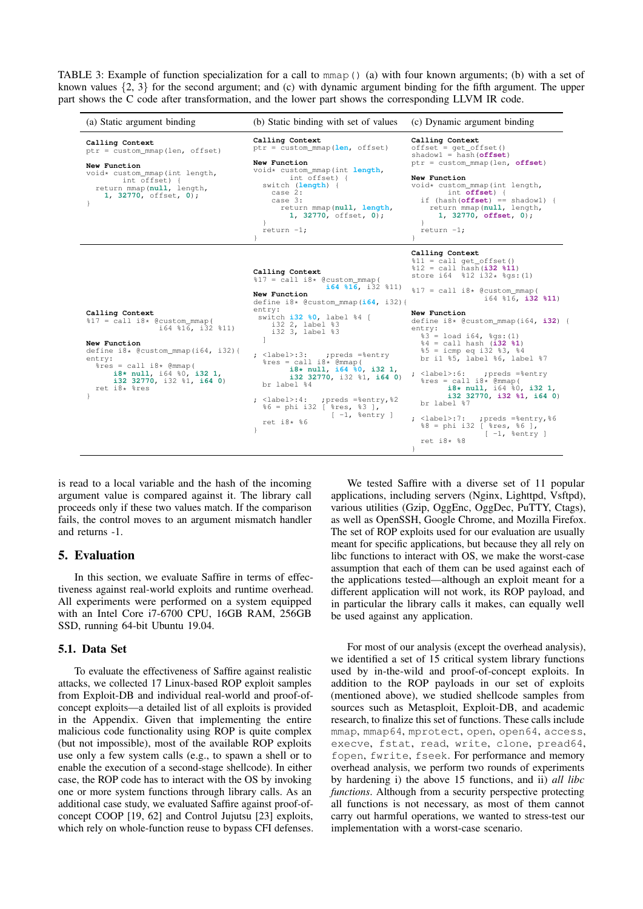TABLE 3: Example of function specialization for a call to `mmap()` (a) with four known arguments; (b) with a set of known values {2, 3} for the second argument; and (c) with dynamic argument binding for the fifth argument. The upper part shows the C code after transformation, and the lower part shows the corresponding LLVM IR code.

| (a) Static argument binding | (b) Static binding with set of values | (c) Dynamic argument binding |
|---|---|---|
| **Calling Context**<br>`ptr = custom_mmap(len, offset)`<br><br>**New Function**<br>`void* custom_mmap(int length,`<br>`        int offset) {`<br>`  return mmap(null, length,`<br>`    1, 32770, offset, 0);`<br>`}` | **Calling Context**<br>`ptr = custom_mmap(len, offset)`<br><br>**New Function**<br>`void* custom_mmap(int length,`<br>`        int offset) {`<br>`  switch (length) {`<br>`    case 2:`<br>`    case 3:`<br>`      return mmap(null, length,`<br>`        1, 32770, offset, 0);`<br>`  }`<br>`  return -1;`<br>`}` | **Calling Context**<br>`offset = get_offset()`<br>`shadow1 = hash(offset)`<br>`ptr = custom_mmap(len, offset)`<br><br>**New Function**<br>`void* custom_mmap(int length,`<br>`        int offset) {`<br>`  if (hash(offset) == shadow1) {`<br>`    return mmap(null, length,`<br>`      1, 32770, offset, 0);`<br>`  }`<br>`  return -1;`<br>`}` |
| **Calling Context**<br>`%17 = call i8* @custom_mmap(`<br>`          i64 %16, i32 %11)`<br><br>**New Function**<br>`define i8* @custom_mmap(i64, i32){`<br>`entry:`<br>`  %res = call i8* @mmap(`<br>`    i8* null, i64 %0, i32 1,`<br>`    i32 32770, i32 %1, i64 0)`<br>`  ret i8* %res`<br>`}` | **Calling Context**<br>`%17 = call i8* @custom_mmap(`<br>`          i64 %16, i32 %11)`<br><br>**New Function**<br>`define i8* @custom_mmap(i64, i32){`<br>`entry:`<br>` switch i32 %0, label %4 [`<br>`    i32 2, label %3`<br>`    i32 3, label %3`<br>`  ]`<br><br>`; <label>:3:    ;preds =%entry`<br>`  %res = call i8* @mmap(`<br>`      i8* null, i64 %0, i32 1,`<br>`      i32 32770, i32 %1, i64 0)`<br>`  br label %4`<br><br>`; <label>:4:    ;preds =%entry,%2`<br>`  %6 = phi i32 [ %res, %3 ],`<br>`               [ -1, %entry ]`<br>`  ret i8* %6`<br>`}` | **Calling Context**<br>`%11 = call get_offset()`<br>`%12 = call hash(i32 %11)`<br>`store i64  %12 i32* %gs:(1)`<br><br>`%17 = call i8* @custom_mmap(`<br>`          i64 %16, i32 %11)`<br><br>**New Function**<br>`define i8* @custom_mmap(i64, i32) {`<br>`entry:`<br>`  %3 = load i64, %gs:(1)`<br>`  %4 = call hash (i32 %1)`<br>`  %5 = icmp eq i32 %3, %4`<br>`  br i1 %5, label %6, label %7`<br><br>`; <label>:6:    ;preds =%entry`<br>`  %res = call i8* @mmap(`<br>`      i8* null, i64 %0, i32 1,`<br>`      i32 32770, i32 %1, i64 0)`<br>`  br label %7`<br><br>`; <label>:7:    ;preds =%entry,%6`<br>`  %8 = phi i32 [ %res, %6 ],`<br>`               [ -1, %entry ]`<br>`  ret i8* %8`<br>`}` |

is read to a local variable and the hash of the incoming argument value is compared against it. The library call proceeds only if these two values match. If the comparison fails, the control moves to an argument mismatch handler and returns -1.

## 5. Evaluation

In this section, we evaluate Saffire in terms of effectiveness against real-world exploits and runtime overhead. All experiments were performed on a system equipped with an Intel Core i7-6700 CPU, 16GB RAM, 256GB SSD, running 64-bit Ubuntu 19.04.

### 5.1. Data Set

To evaluate the effectiveness of Saffire against realistic attacks, we collected 17 Linux-based ROP exploit samples from Exploit-DB and individual real-world and proof-of-concept exploits—a detailed list of all exploits is provided in the Appendix. Given that implementing the entire malicious code functionality using ROP is quite complex (but not impossible), most of the available ROP exploits use only a few system calls (e.g., to spawn a shell or to enable the execution of a second-stage shellcode). In either case, the ROP code has to interact with the OS by invoking one or more system functions through library calls. As an additional case study, we evaluated Saffire against proof-of-concept COOP [19, 62] and Control Jujutsu [23] exploits, which rely on whole-function reuse to bypass CFI defenses.

We tested Saffire with a diverse set of 11 popular applications, including servers (Nginx, Lighttpd, Vsftpd), various utilities (Gzip, OggEnc, OggDec, PuTTY, Ctags), as well as OpenSSH, Google Chrome, and Mozilla Firefox. The set of ROP exploits used for our evaluation are usually meant for specific applications, but because they all rely on libc functions to interact with OS, we make the worst-case assumption that each of them can be used against each of the applications tested—although an exploit meant for a different application will not work, its ROP payload, and in particular the library calls it makes, can equally well be used against any application.

For most of our analysis (except the overhead analysis), we identified a set of 15 critical system library functions used by in-the-wild and proof-of-concept exploits. In addition to the ROP payloads in our set of exploits (mentioned above), we studied shellcode samples from sources such as Metasploit, Exploit-DB, and academic research, to finalize this set of functions. These calls include `mmap`, `mmap64`, `mprotect`, `open`, `open64`, `access`, `execve`, `fstat`, `read`, `write`, `clone`, `pread64`, `fopen`, `fwrite`, `fseek`. For performance and memory overhead analysis, we perform two rounds of experiments by hardening i) the above 15 functions, and ii) *all libc functions*. Although from a security perspective protecting all functions is not necessary, as most of them cannot carry out harmful operations, we wanted to stress-test our implementation with a worst-case scenario.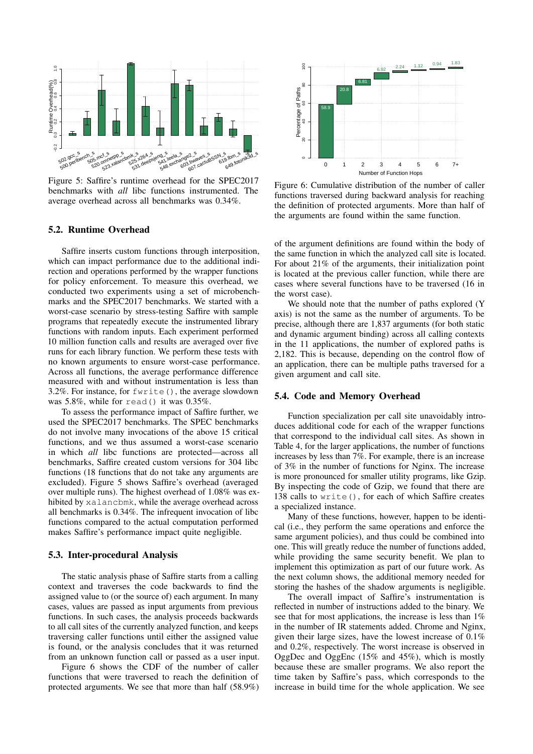Figure 5: Saffire's runtime overhead for the SPEC2017 benchmarks with *all* libc functions instrumented. The average overhead across all benchmarks was 0.34%.

Figure 6: Cumulative distribution of the number of caller functions traversed during backward analysis for reaching the definition of protected arguments. More than half of the arguments are found within the same function.

### 5.2. Runtime Overhead

Saffire inserts custom functions through interposition, which can impact performance due to the additional indirection and operations performed by the wrapper functions for policy enforcement. To measure this overhead, we conducted two experiments using a set of microbenchmarks and the SPEC2017 benchmarks. We started with a worst-case scenario by stress-testing Saffire with sample programs that repeatedly execute the instrumented library functions with random inputs. Each experiment performed 10 million function calls and results are averaged over five runs for each library function. We perform these tests with no known arguments to ensure worst-case performance. Across all functions, the average performance difference measured with and without instrumentation is less than 3.2%. For instance, for `fwrite()`, the average slowdown was 5.8%, while for `read()` it was 0.35%.

To assess the performance impact of Saffire further, we used the SPEC2017 benchmarks. The SPEC benchmarks do not involve many invocations of the above 15 critical functions, and we thus assumed a worst-case scenario in which *all* libc functions are protected—across all benchmarks, Saffire created custom versions for 304 libc functions (18 functions that do not take any arguments are excluded). Figure 5 shows Saffire's overhead (averaged over multiple runs). The highest overhead of 1.08% was exhibited by `xalancbmk`, while the average overhead across all benchmarks is 0.34%. The infrequent invocation of libc functions compared to the actual computation performed makes Saffire's performance impact quite negligible.

### 5.3. Inter-procedural Analysis

The static analysis phase of Saffire starts from a calling context and traverses the code backwards to find the assigned value to (or the source of) each argument. In many cases, values are passed as input arguments from previous functions. In such cases, the analysis proceeds backwards to all call sites of the currently analyzed function, and keeps traversing caller functions until either the assigned value is found, or the analysis concludes that it was returned from an unknown function call or passed as a user input.

Figure 6 shows the CDF of the number of caller functions that were traversed to reach the definition of protected arguments. We see that more than half (58.9%) of the argument definitions are found within the body of the same function in which the analyzed call site is located. For about 21% of the arguments, their initialization point is located at the previous caller function, while there are cases where several functions have to be traversed (16 in the worst case).

We should note that the number of paths explored (Y axis) is not the same as the number of arguments. To be precise, although there are 1,837 arguments (for both static and dynamic argument binding) across all calling contexts in the 11 applications, the number of explored paths is 2,182. This is because, depending on the control flow of an application, there can be multiple paths traversed for a given argument and call site.

### 5.4. Code and Memory Overhead

Function specialization per call site unavoidably introduces additional code for each of the wrapper functions that correspond to the individual call sites. As shown in Table 4, for the larger applications, the number of functions increases by less than 7%. For example, there is an increase of 3% in the number of functions for Nginx. The increase is more pronounced for smaller utility programs, like Gzip. By inspecting the code of Gzip, we found that there are 138 calls to `write()`, for each of which Saffire creates a specialized instance.

Many of these functions, however, happen to be identical (i.e., they perform the same operations and enforce the same argument policies), and thus could be combined into one. This will greatly reduce the number of functions added, while providing the same security benefit. We plan to implement this optimization as part of our future work. As the next column shows, the additional memory needed for storing the hashes of the shadow arguments is negligible.

The overall impact of Saffire's instrumentation is reflected in number of instructions added to the binary. We see that for most applications, the increase is less than 1% in the number of IR statements added. Chrome and Nginx, given their large sizes, have the lowest increase of 0.1% and 0.2%, respectively. The worst increase is observed in OggDec and OggEnc (15% and 45%), which is mostly because these are smaller programs. We also report the time taken by Saffire's pass, which corresponds to the increase in build time for the whole application. We see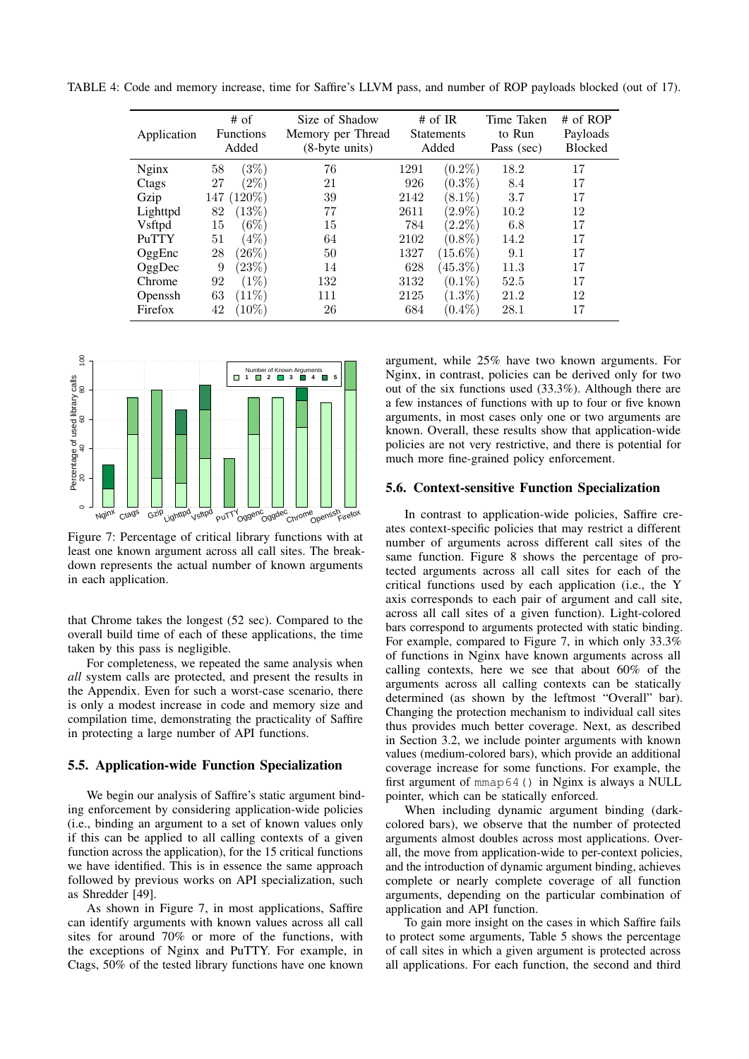TABLE 4: Code and memory increase, time for Saffire's LLVM pass, and number of ROP payloads blocked (out of 17).

| Application | # of Functions Added | | Size of Shadow Memory per Thread (8-byte units) | # of IR Statements Added | | Time Taken to Run Pass (sec) | # of ROP Payloads Blocked |
|---|---|---|---|---|---|---|---|
| Nginx | 58 | (3%) | 76 | 1291 | (0.2%) | 18.2 | 17 |
| Ctags | 27 | (2%) | 21 | 926 | (0.3%) | 8.4 | 17 |
| Gzip | 147 | (120%) | 39 | 2142 | (8.1%) | 3.7 | 17 |
| Lighttpd | 82 | (13%) | 77 | 2611 | (2.9%) | 10.2 | 12 |
| Vsftpd | 15 | (6%) | 15 | 784 | (2.2%) | 6.8 | 17 |
| PuTTY | 51 | (4%) | 64 | 2102 | (0.8%) | 14.2 | 17 |
| OggEnc | 28 | (26%) | 50 | 1327 | (15.6%) | 9.1 | 17 |
| OggDec | 9 | (23%) | 14 | 628 | (45.3%) | 11.3 | 17 |
| Chrome | 92 | (1%) | 132 | 3132 | (0.1%) | 52.5 | 17 |
| Openssh | 63 | (11%) | 111 | 2125 | (1.3%) | 21.2 | 12 |
| Firefox | 42 | (10%) | 26 | 684 | (0.4%) | 28.1 | 17 |

Figure 7: Percentage of critical library functions with at least one known argument across all call sites. The breakdown represents the actual number of known arguments in each application.

that Chrome takes the longest (52 sec). Compared to the overall build time of each of these applications, the time taken by this pass is negligible.

For completeness, we repeated the same analysis when *all* system calls are protected, and present the results in the Appendix. Even for such a worst-case scenario, there is only a modest increase in code and memory size and compilation time, demonstrating the practicality of Saffire in protecting a large number of API functions.

### 5.5. Application-wide Function Specialization

We begin our analysis of Saffire's static argument binding enforcement by considering application-wide policies (i.e., binding an argument to a set of known values only if this can be applied to all calling contexts of a given function across the application), for the 15 critical functions we have identified. This is in essence the same approach followed by previous works on API specialization, such as Shredder [49].

As shown in Figure 7, in most applications, Saffire can identify arguments with known values across all call sites for around 70% or more of the functions, with the exceptions of Nginx and PuTTY. For example, in Ctags, 50% of the tested library functions have one known argument, while 25% have two known arguments. For Nginx, in contrast, policies can be derived only for two out of the six functions used (33.3%). Although there are a few instances of functions with up to four or five known arguments, in most cases only one or two arguments are known. Overall, these results show that application-wide policies are not very restrictive, and there is potential for much more fine-grained policy enforcement.

### 5.6. Context-sensitive Function Specialization

In contrast to application-wide policies, Saffire creates context-specific policies that may restrict a different number of arguments across different call sites of the same function. Figure 8 shows the percentage of protected arguments across all call sites for each of the critical functions used by each application (i.e., the Y axis corresponds to each pair of argument and call site, across all call sites of a given function). Light-colored bars correspond to arguments protected with static binding. For example, compared to Figure 7, in which only 33.3% of functions in Nginx have known arguments across all calling contexts, here we see that about 60% of the arguments across all calling contexts can be statically determined (as shown by the leftmost "Overall" bar). Changing the protection mechanism to individual call sites thus provides much better coverage. Next, as described in Section 3.2, we include pointer arguments with known values (medium-colored bars), which provide an additional coverage increase for some functions. For example, the first argument of `mmap64()` in Nginx is always a NULL pointer, which can be statically enforced.

When including dynamic argument binding (dark-colored bars), we observe that the number of protected arguments almost doubles across most applications. Overall, the move from application-wide to per-context policies, and the introduction of dynamic argument binding, achieves complete or nearly complete coverage of all function arguments, depending on the particular combination of application and API function.

To gain more insight on the cases in which Saffire fails to protect some arguments, Table 5 shows the percentage of call sites in which a given argument is protected across all applications. For each function, the second and third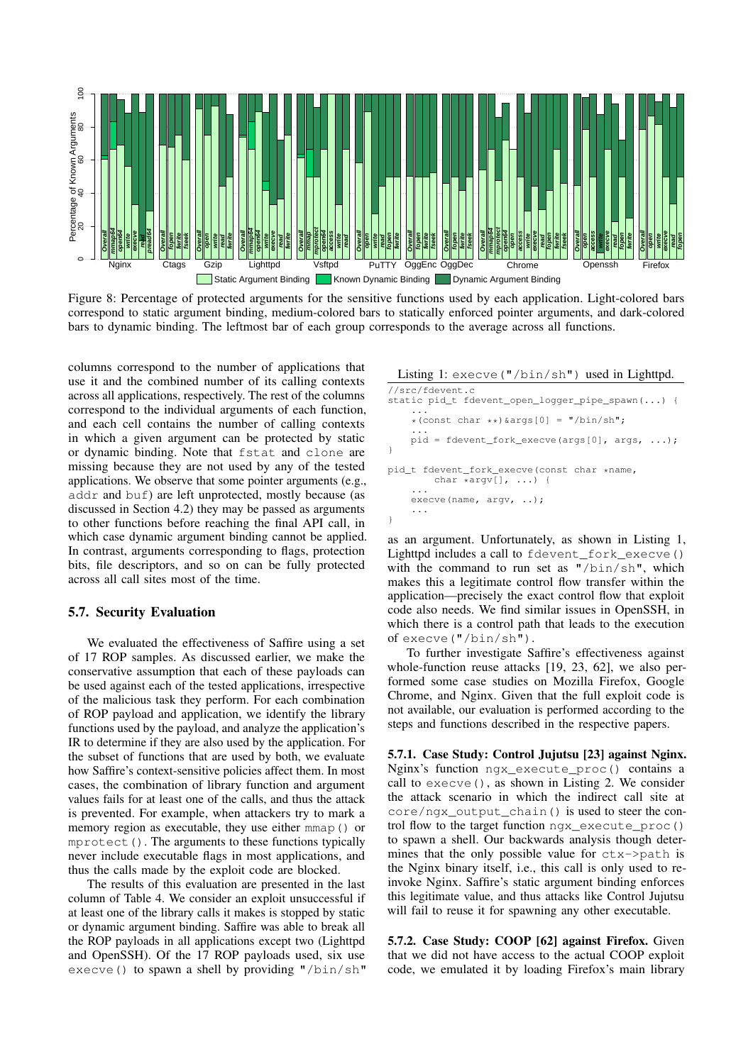Figure 8: Percentage of protected arguments for the sensitive functions used by each application. Light-colored bars correspond to static argument binding, medium-colored bars to statically enforced pointer arguments, and dark-colored bars to dynamic binding. The leftmost bar of each group corresponds to the average across all functions.

columns correspond to the number of applications that use it and the combined number of its calling contexts across all applications, respectively. The rest of the columns correspond to the individual arguments of each function, and each cell contains the number of calling contexts in which a given argument can be protected by static or dynamic binding. Note that `fstat` and `clone` are missing because they are not used by any of the tested applications. We observe that some pointer arguments (e.g., `addr` and `buf`) are left unprotected, mostly because (as discussed in Section 4.2) they may be passed as arguments to other functions before reaching the final API call, in which case dynamic argument binding cannot be applied. In contrast, arguments corresponding to flags, protection bits, file descriptors, and so on can be fully protected across all call sites most of the time.

### 5.7. Security Evaluation

We evaluated the effectiveness of Saffire using a set of 17 ROP samples. As discussed earlier, we make the conservative assumption that each of these payloads can be used against each of the tested applications, irrespective of the malicious task they perform. For each combination of ROP payload and application, we identify the library functions used by the payload, and analyze the application's IR to determine if they are also used by the application. For the subset of functions that are used by both, we evaluate how Saffire's context-sensitive policies affect them. In most cases, the combination of library function and argument values fails for at least one of the calls, and thus the attack is prevented. For example, when attackers try to mark a memory region as executable, they use either `mmap()` or `mprotect()`. The arguments to these functions typically never include executable flags in most applications, and thus the calls made by the exploit code are blocked.

The results of this evaluation are presented in the last column of Table 4. We consider an exploit unsuccessful if at least one of the library calls it makes is stopped by static or dynamic argument binding. Saffire was able to break all the ROP payloads in all applications except two (Lighttpd and OpenSSH). Of the 17 ROP payloads used, six use `execve()` to spawn a shell by providing `"/bin/sh"` as an argument. Unfortunately, as shown in Listing 1, Lighttpd includes a call to `fdevent_fork_execve()` with the command to run set as `"/bin/sh"`, which makes this a legitimate control flow transfer within the application—precisely the exact control flow that exploit code also needs. We find similar issues in OpenSSH, in which there is a control path that leads to the execution of `execve("/bin/sh")`.

Listing 1: `execve("/bin/sh")` used in Lighttpd.

```
//src/fdevent.c
static pid_t fdevent_open_logger_pipe_spawn(...) {
    ...
    *(const char **)&args[0] = "/bin/sh";
    ...
    pid = fdevent_fork_execve(args[0], args, ...);
}

pid_t fdevent_fork_execve(const char *name,
        char *argv[], ...) {
    ...
    execve(name, argv, ..);
    ...
}
```

To further investigate Saffire's effectiveness against whole-function reuse attacks [19, 23, 62], we also performed some case studies on Mozilla Firefox, Google Chrome, and Nginx. Given that the full exploit code is not available, our evaluation is performed according to the steps and functions described in the respective papers.

**5.7.1. Case Study: Control Jujutsu [23] against Nginx.** Nginx's function `ngx_execute_proc()` contains a call to `execve()`, as shown in Listing 2. We consider the attack scenario in which the indirect call site at `core/ngx_output_chain()` is used to steer the control flow to the target function `ngx_execute_proc()` to spawn a shell. Our backwards analysis though determines that the only possible value for `ctx->path` is the Nginx binary itself, i.e., this call is only used to re-invoke Nginx. Saffire's static argument binding enforces this legitimate value, and thus attacks like Control Jujutsu will fail to reuse it for spawning any other executable.

**5.7.2. Case Study: COOP [62] against Firefox.** Given that we did not have access to the actual COOP exploit code, we emulated it by loading Firefox's main library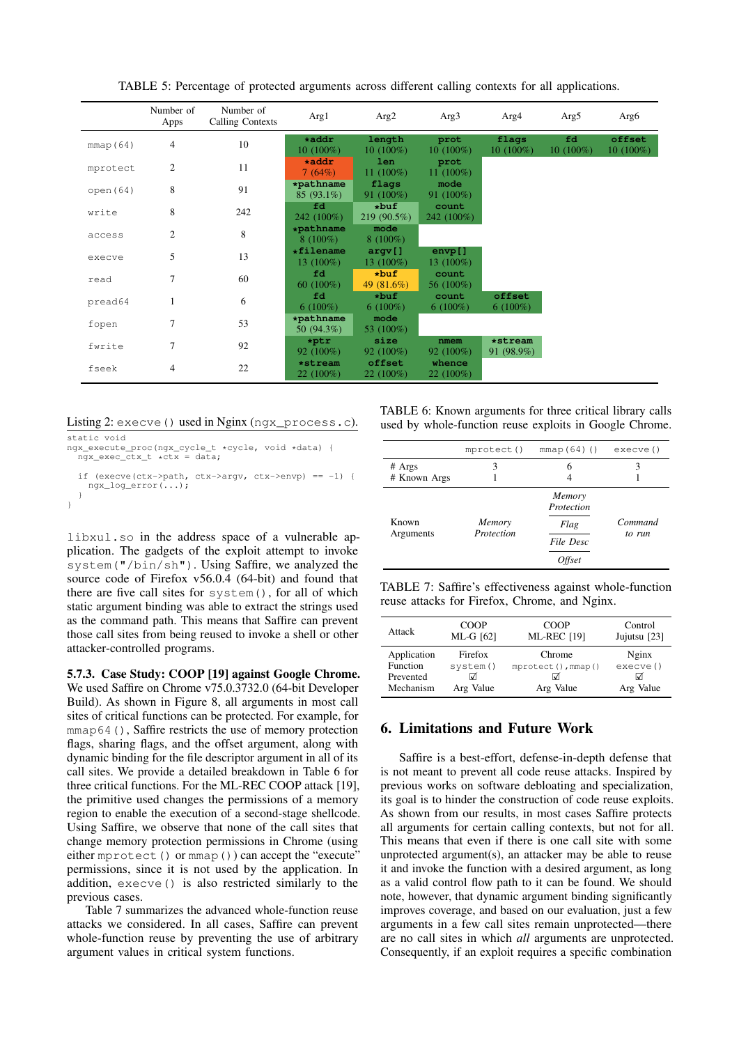TABLE 5: Percentage of protected arguments across different calling contexts for all applications.

| | Number of Apps | Number of Calling Contexts | Arg1 | Arg2 | Arg3 | Arg4 | Arg5 | Arg6 |
|---|---|---|---|---|---|---|---|---|
| mmap(64) | 4 | 10 | *addr 10 (100%) | length 10 (100%) | prot 10 (100%) | flags 10 (100%) | fd 10 (100%) | offset 10 (100%) |
| mprotect | 2 | 11 | *addr 7 (64%) | len 11 (100%) | prot 11 (100%) | | | |
| open(64) | 8 | 91 | *pathname 85 (93.1%) | flags 91 (100%) | mode 91 (100%) | | | |
| write | 8 | 242 | fd 242 (100%) | *buf 219 (90.5%) | count 242 (100%) | | | |
| access | 2 | 8 | *pathname 8 (100%) | mode 8 (100%) | | | | |
| execve | 5 | 13 | *filename 13 (100%) | argv[] 13 (100%) | envp[] 13 (100%) | | | |
| read | 7 | 60 | fd 60 (100%) | *buf 49 (81.6%) | count 56 (100%) | | | |
| pread64 | 1 | 6 | fd 6 (100%) | *buf 6 (100%) | count 6 (100%) | offset 6 (100%) | | |
| fopen | 7 | 53 | *pathname 50 (94.3%) | mode 53 (100%) | | | | |
| fwrite | 7 | 92 | *ptr 92 (100%) | size 92 (100%) | nmem 92 (100%) | *stream 91 (98.9%) | | |
| fseek | 4 | 22 | *stream 22 (100%) | offset 22 (100%) | whence 22 (100%) | | | |

Listing 2: `execve()` used in Nginx (`ngx_process.c`).

```
static void
ngx_execute_proc(ngx_cycle_t *cycle, void *data) {
  ngx_exec_ctx_t *ctx = data;

  if (execve(ctx->path, ctx->argv, ctx->envp) == -1) {
    ngx_log_error(...);
  }
}
```

`libxul.so` in the address space of a vulnerable application. The gadgets of the exploit attempt to invoke `system("/bin/sh")`. Using Saffire, we analyzed the source code of Firefox v56.0.4 (64-bit) and found that there are five call sites for `system()`, for all of which static argument binding was able to extract the strings used as the command path. This means that Saffire can prevent those call sites from being reused to invoke a shell or other attacker-controlled programs.

### 5.7.3. Case Study: COOP [19] against Google Chrome.

We used Saffire on Chrome v75.0.3732.0 (64-bit Developer Build). As shown in Figure 8, all arguments in most call sites of critical functions can be protected. For example, for `mmap64()`, Saffire restricts the use of memory protection flags, sharing flags, and the offset argument, along with dynamic binding for the file descriptor argument in all of its call sites. We provide a detailed breakdown in Table 6 for three critical functions. For the ML-REC COOP attack [19], the primitive used changes the permissions of a memory region to enable the execution of a second-stage shellcode. Using Saffire, we observe that none of the call sites that change memory protection permissions in Chrome (using either `mprotect()` or `mmap()`) can accept the "execute" permissions, since it is not used by the application. In addition, `execve()` is also restricted similarly to the previous cases.

Table 7 summarizes the advanced whole-function reuse attacks we considered. In all cases, Saffire can prevent whole-function reuse by preventing the use of arbitrary argument values in critical system functions.

TABLE 6: Known arguments for three critical library calls used by whole-function reuse exploits in Google Chrome.

| | mprotect() | mmap(64)() | execve() |
|---|---|---|---|
| # Args | 3 | 6 | 3 |
| # Known Args | 1 | 4 | 1 |
| Known Arguments | *Memory Protection* | *Memory Protection*, *Flag*, *File Desc*, *Offset* | *Command to run* |

TABLE 7: Saffire's effectiveness against whole-function reuse attacks for Firefox, Chrome, and Nginx.

| Attack | COOP ML-G [62] | COOP ML-REC [19] | Control Jujutsu [23] |
|---|---|---|---|
| Application | Firefox | Chrome | Nginx |
| Function | system() | mprotect(), mmap() | execve() |
| Prevented | ☑ | ☑ | ☑ |
| Mechanism | Arg Value | Arg Value | Arg Value |

## 6. Limitations and Future Work

Saffire is a best-effort, defense-in-depth defense that is not meant to prevent all code reuse attacks. Inspired by previous works on software debloating and specialization, its goal is to hinder the construction of code reuse exploits. As shown from our results, in most cases Saffire protects all arguments for certain calling contexts, but not for all. This means that even if there is one call site with some unprotected argument(s), an attacker may be able to reuse it and invoke the function with a desired argument, as long as a valid control flow path to it can be found. We should note, however, that dynamic argument binding significantly improves coverage, and based on our evaluation, just a few arguments in a few call sites remain unprotected—there are no call sites in which *all* arguments are unprotected. Consequently, if an exploit requires a specific combination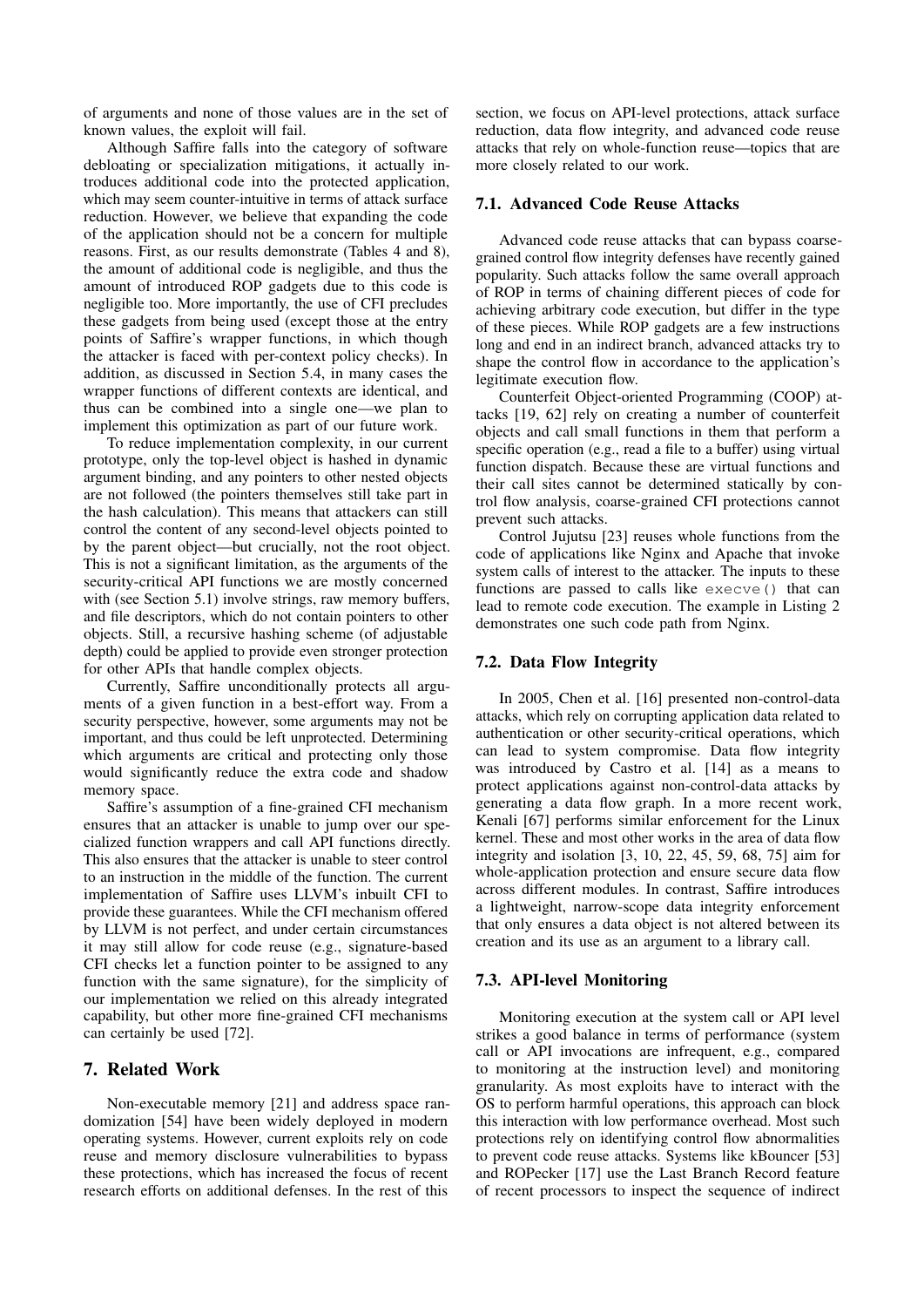of arguments and none of those values are in the set of known values, the exploit will fail.

Although Saffire falls into the category of software debloating or specialization mitigations, it actually introduces additional code into the protected application, which may seem counter-intuitive in terms of attack surface reduction. However, we believe that expanding the code of the application should not be a concern for multiple reasons. First, as our results demonstrate (Tables 4 and 8), the amount of additional code is negligible, and thus the amount of introduced ROP gadgets due to this code is negligible too. More importantly, the use of CFI precludes these gadgets from being used (except those at the entry points of Saffire's wrapper functions, in which though the attacker is faced with per-context policy checks). In addition, as discussed in Section 5.4, in many cases the wrapper functions of different contexts are identical, and thus can be combined into a single one—we plan to implement this optimization as part of our future work.

To reduce implementation complexity, in our current prototype, only the top-level object is hashed in dynamic argument binding, and any pointers to other nested objects are not followed (the pointers themselves still take part in the hash calculation). This means that attackers can still control the content of any second-level objects pointed to by the parent object—but crucially, not the root object. This is not a significant limitation, as the arguments of the security-critical API functions we are mostly concerned with (see Section 5.1) involve strings, raw memory buffers, and file descriptors, which do not contain pointers to other objects. Still, a recursive hashing scheme (of adjustable depth) could be applied to provide even stronger protection for other APIs that handle complex objects.

Currently, Saffire unconditionally protects all arguments of a given function in a best-effort way. From a security perspective, however, some arguments may not be important, and thus could be left unprotected. Determining which arguments are critical and protecting only those would significantly reduce the extra code and shadow memory space.

Saffire's assumption of a fine-grained CFI mechanism ensures that an attacker is unable to jump over our specialized function wrappers and call API functions directly. This also ensures that the attacker is unable to steer control to an instruction in the middle of the function. The current implementation of Saffire uses LLVM's inbuilt CFI to provide these guarantees. While the CFI mechanism offered by LLVM is not perfect, and under certain circumstances it may still allow for code reuse (e.g., signature-based CFI checks let a function pointer to be assigned to any function with the same signature), for the simplicity of our implementation we relied on this already integrated capability, but other more fine-grained CFI mechanisms can certainly be used [72].

## 7. Related Work

Non-executable memory [21] and address space randomization [54] have been widely deployed in modern operating systems. However, current exploits rely on code reuse and memory disclosure vulnerabilities to bypass these protections, which has increased the focus of recent research efforts on additional defenses. In the rest of this section, we focus on API-level protections, attack surface reduction, data flow integrity, and advanced code reuse attacks that rely on whole-function reuse—topics that are more closely related to our work.

### 7.1. Advanced Code Reuse Attacks

Advanced code reuse attacks that can bypass coarse-grained control flow integrity defenses have recently gained popularity. Such attacks follow the same overall approach of ROP in terms of chaining different pieces of code for achieving arbitrary code execution, but differ in the type of these pieces. While ROP gadgets are a few instructions long and end in an indirect branch, advanced attacks try to shape the control flow in accordance to the application's legitimate execution flow.

Counterfeit Object-oriented Programming (COOP) attacks [19, 62] rely on creating a number of counterfeit objects and call small functions in them that perform a specific operation (e.g., read a file to a buffer) using virtual function dispatch. Because these are virtual functions and their call sites cannot be determined statically by control flow analysis, coarse-grained CFI protections cannot prevent such attacks.

Control Jujutsu [23] reuses whole functions from the code of applications like Nginx and Apache that invoke system calls of interest to the attacker. The inputs to these functions are passed to calls like `execve()` that can lead to remote code execution. The example in Listing 2 demonstrates one such code path from Nginx.

### 7.2. Data Flow Integrity

In 2005, Chen et al. [16] presented non-control-data attacks, which rely on corrupting application data related to authentication or other security-critical operations, which can lead to system compromise. Data flow integrity was introduced by Castro et al. [14] as a means to protect applications against non-control-data attacks by generating a data flow graph. In a more recent work, Kenali [67] performs similar enforcement for the Linux kernel. These and most other works in the area of data flow integrity and isolation [3, 10, 22, 45, 59, 68, 75] aim for whole-application protection and ensure secure data flow across different modules. In contrast, Saffire introduces a lightweight, narrow-scope data integrity enforcement that only ensures a data object is not altered between its creation and its use as an argument to a library call.

### 7.3. API-level Monitoring

Monitoring execution at the system call or API level strikes a good balance in terms of performance (system call or API invocations are infrequent, e.g., compared to monitoring at the instruction level) and monitoring granularity. As most exploits have to interact with the OS to perform harmful operations, this approach can block this interaction with low performance overhead. Most such protections rely on identifying control flow abnormalities to prevent code reuse attacks. Systems like kBouncer [53] and ROPecker [17] use the Last Branch Record feature of recent processors to inspect the sequence of indirect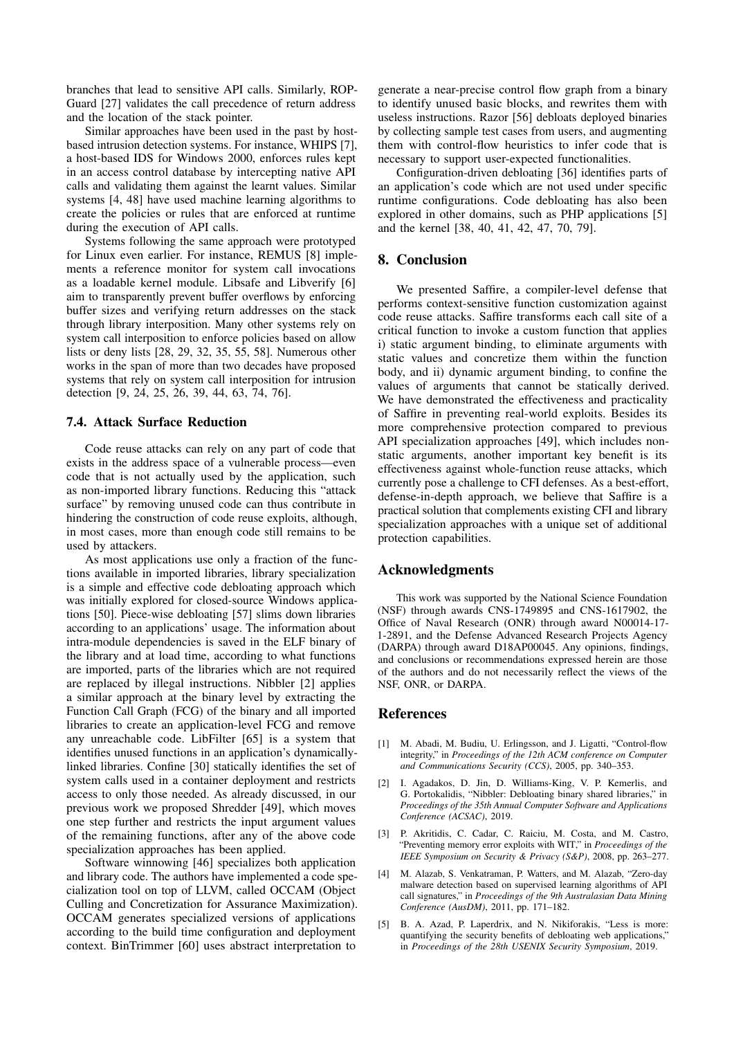branches that lead to sensitive API calls. Similarly, ROP-Guard [27] validates the call precedence of return address and the location of the stack pointer.

Similar approaches have been used in the past by host-based intrusion detection systems. For instance, WHIPS [7], a host-based IDS for Windows 2000, enforces rules kept in an access control database by intercepting native API calls and validating them against the learnt values. Similar systems [4, 48] have used machine learning algorithms to create the policies or rules that are enforced at runtime during the execution of API calls.

Systems following the same approach were prototyped for Linux even earlier. For instance, REMUS [8] implements a reference monitor for system call invocations as a loadable kernel module. Libsafe and Libverify [6] aim to transparently prevent buffer overflows by enforcing buffer sizes and verifying return addresses on the stack through library interposition. Many other systems rely on system call interposition to enforce policies based on allow lists or deny lists [28, 29, 32, 35, 55, 58]. Numerous other works in the span of more than two decades have proposed systems that rely on system call interposition for intrusion detection [9, 24, 25, 26, 39, 44, 63, 74, 76].

### 7.4. Attack Surface Reduction

Code reuse attacks can rely on any part of code that exists in the address space of a vulnerable process—even code that is not actually used by the application, such as non-imported library functions. Reducing this "attack surface" by removing unused code can thus contribute in hindering the construction of code reuse exploits, although, in most cases, more than enough code still remains to be used by attackers.

As most applications use only a fraction of the functions available in imported libraries, library specialization is a simple and effective code debloating approach which was initially explored for closed-source Windows applications [50]. Piece-wise debloating [57] slims down libraries according to an applications' usage. The information about intra-module dependencies is saved in the ELF binary of the library and at load time, according to what functions are imported, parts of the libraries which are not required are replaced by illegal instructions. Nibbler [2] applies a similar approach at the binary level by extracting the Function Call Graph (FCG) of the binary and all imported libraries to create an application-level FCG and remove any unreachable code. LibFilter [65] is a system that identifies unused functions in an application's dynamically-linked libraries. Confine [30] statically identifies the set of system calls used in a container deployment and restricts access to only those needed. As already discussed, in our previous work we proposed Shredder [49], which moves one step further and restricts the input argument values of the remaining functions, after any of the above code specialization approaches has been applied.

Software winnowing [46] specializes both application and library code. The authors have implemented a code specialization tool on top of LLVM, called OCCAM (Object Culling and Concretization for Assurance Maximization). OCCAM generates specialized versions of applications according to the build time configuration and deployment context. BinTrimmer [60] uses abstract interpretation to generate a near-precise control flow graph from a binary to identify unused basic blocks, and rewrites them with useless instructions. Razor [56] debloats deployed binaries by collecting sample test cases from users, and augmenting them with control-flow heuristics to infer code that is necessary to support user-expected functionalities.

Configuration-driven debloating [36] identifies parts of an application's code which are not used under specific runtime configurations. Code debloating has also been explored in other domains, such as PHP applications [5] and the kernel [38, 40, 41, 42, 47, 70, 79].

## 8. Conclusion

We presented Saffire, a compiler-level defense that performs context-sensitive function customization against code reuse attacks. Saffire transforms each call site of a critical function to invoke a custom function that applies i) static argument binding, to eliminate arguments with static values and concretize them within the function body, and ii) dynamic argument binding, to confine the values of arguments that cannot be statically derived. We have demonstrated the effectiveness and practicality of Saffire in preventing real-world exploits. Besides its more comprehensive protection compared to previous API specialization approaches [49], which includes non-static arguments, another important key benefit is its effectiveness against whole-function reuse attacks, which currently pose a challenge to CFI defenses. As a best-effort, defense-in-depth approach, we believe that Saffire is a practical solution that complements existing CFI and library specialization approaches with a unique set of additional protection capabilities.

## Acknowledgments

This work was supported by the National Science Foundation (NSF) through awards CNS-1749895 and CNS-1617902, the Office of Naval Research (ONR) through award N00014-17-1-2891, and the Defense Advanced Research Projects Agency (DARPA) through award D18AP00045. Any opinions, findings, and conclusions or recommendations expressed herein are those of the authors and do not necessarily reflect the views of the NSF, ONR, or DARPA.

## References

[1] M. Abadi, M. Budiu, U. Erlingsson, and J. Ligatti, "Control-flow integrity," in *Proceedings of the 12th ACM conference on Computer and Communications Security (CCS)*, 2005, pp. 340–353.

[2] I. Agadakos, D. Jin, D. Williams-King, V. P. Kemerlis, and G. Portokalidis, "Nibbler: Debloating binary shared libraries," in *Proceedings of the 35th Annual Computer Software and Applications Conference (ACSAC)*, 2019.

[3] P. Akritidis, C. Cadar, C. Raiciu, M. Costa, and M. Castro, "Preventing memory error exploits with WIT," in *Proceedings of the IEEE Symposium on Security & Privacy (S&P)*, 2008, pp. 263–277.

[4] M. Alazab, S. Venkatraman, P. Watters, and M. Alazab, "Zero-day malware detection based on supervised learning algorithms of API call signatures," in *Proceedings of the 9th Australasian Data Mining Conference (AusDM)*, 2011, pp. 171–182.

[5] B. A. Azad, P. Laperdrix, and N. Nikiforakis, "Less is more: quantifying the security benefits of debloating web applications," in *Proceedings of the 28th USENIX Security Symposium*, 2019.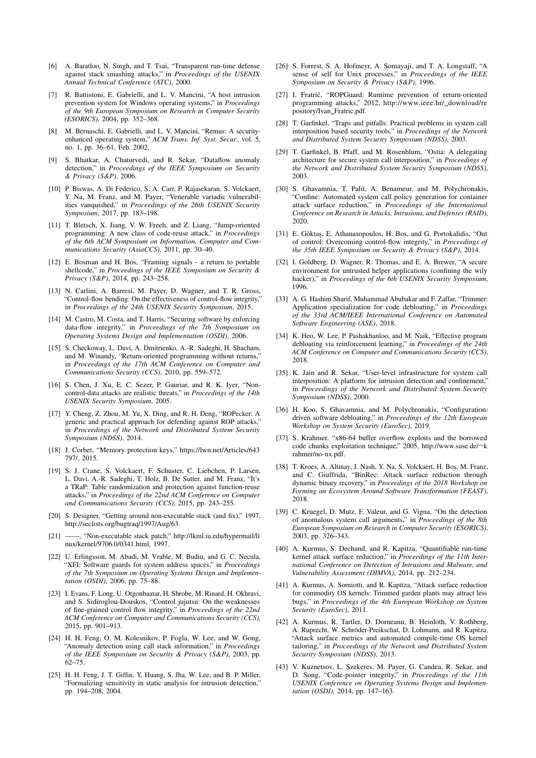[6] A. Baratloo, N. Singh, and T. Tsai, "Transparent run-time defense against stack smashing attacks," in *Proceedings of the USENIX Annual Technical Conference (ATC)*, 2000.

[7] R. Battistoni, E. Gabrielli, and L. V. Mancini, "A host intrusion prevention system for Windows operating systems," in *Proceedings of the 9th European Symposium on Research in Computer Security (ESORICS)*, 2004, pp. 352–368.

[8] M. Bernaschi, E. Gabrielli, and L. V. Mancini, "Remus: A security-enhanced operating system," *ACM Trans. Inf. Syst. Secur.*, vol. 5, no. 1, pp. 36–61, Feb. 2002.

[9] S. Bhatkar, A. Chaturvedi, and R. Sekar, "Dataflow anomaly detection," in *Proceedings of the IEEE Symposium on Security & Privacy (S&P)*, 2006.

[10] P. Biswas, A. Di Federico, S. A. Carr, P. Rajasekaran, S. Volckaert, Y. Na, M. Franz, and M. Payer, "Venerable variadic vulnerabilities vanquished," in *Proceedings of the 26th USENIX Security Symposium*, 2017, pp. 183–198.

[11] T. Bletsch, X. Jiang, V. W. Freeh, and Z. Liang, "Jump-oriented programming: A new class of code-reuse attack," in *Proceedings of the 6th ACM Symposium on Information, Computer and Communications Security (AsiaCCS)*, 2011, pp. 30–40.

[12] E. Bosman and H. Bos, "Framing signals - a return to portable shellcode," in *Proceedings of the IEEE Symposium on Security & Privacy (S&P)*, 2014, pp. 243–258.

[13] N. Carlini, A. Barresi, M. Payer, D. Wagner, and T. R. Gross, "Control-flow bending: On the effectiveness of control-flow integrity," in *Proceedings of the 24th USENIX Security Symposium*, 2015.

[14] M. Castro, M. Costa, and T. Harris, "Securing software by enforcing data-flow integrity," in *Proceedings of the 7th Symposium on Operating Systems Design and Implementation (OSDI)*, 2006.

[15] S. Checkoway, L. Davi, A. Dmitrienko, A.-R. Sadeghi, H. Shacham, and M. Winandy, "Return-oriented programming without returns," in *Proceedings of the 17th ACM Conference on Computer and Communications Security (CCS)*, 2010, pp. 559–572.

[16] S. Chen, J. Xu, E. C. Sezer, P. Gauriar, and R. K. Iyer, "Non-control-data attacks are realistic threats," in *Proceedings of the 14th USENIX Security Symposium*, 2005.

[17] Y. Cheng, Z. Zhou, M. Yu, X. Ding, and R. H. Deng, "ROPecker: A generic and practical approach for defending against ROP attacks," in *Proceedings of the Network and Distributed System Security Symposium (NDSS)*, 2014.

[18] J. Corbet, "Memory protection keys," https://lwn.net/Articles/643797/, 2015.

[19] S. J. Crane, S. Volckaert, F. Schuster, C. Liebchen, P. Larsen, L. Davi, A.-R. Sadeghi, T. Holz, B. De Sutter, and M. Franz, "It's a TRaP: Table randomization and protection against function-reuse attacks," in *Proceedings of the 22nd ACM Conference on Computer and Communications Security (CCS)*, 2015, pp. 243–255.

[20] S. Designer, "Getting around non-executable stack (and fix)," 1997, http://seclists.org/bugtraq/1997/Aug/63.

[21] ——, "Non-executable stack patch," http://lkml.iu.edu/hypermail/linux/kernel/9706.0/0341.html, 1997.

[22] U. Erlingsson, M. Abadi, M. Vrable, M. Budiu, and G. C. Necula, "XFI: Software guards for system address spaces," in *Proceedings of the 7th Symposium on Operating Systems Design and Implementation (OSDI)*, 2006, pp. 75–88.

[23] I. Evans, F. Long, U. Otgonbaatar, H. Shrobe, M. Rinard, H. Okhravi, and S. Sidiroglou-Douskos, "Control jujutsu: On the weaknesses of fine-grained control flow integrity," in *Proceedings of the 22nd ACM Conference on Computer and Communications Security (CCS)*, 2015, pp. 901–913.

[24] H. H. Feng, O. M. Kolesnikov, P. Fogla, W. Lee, and W. Gong, "Anomaly detection using call stack information," in *Proceedings of the IEEE Symposium on Security & Privacy (S&P)*, 2003, pp. 62–75.

[25] H. H. Feng, J. T. Giffin, Y. Huang, S. Jha, W. Lee, and B. P. Miller, "Formalizing sensitivity in static analysis for intrusion detection," pp. 194–208, 2004.

[26] S. Forrest, S. A. Hofmeyr, A. Somayaji, and T. A. Longstaff, "A sense of self for Unix processes," in *Proceedings of the IEEE Symposium on Security & Privacy (S&P)*, 1996.

[27] I. Fratrić, "ROPGuard: Runtime prevention of return-oriented programming attacks," 2012, http://www.ieee.hr/_download/repository/Ivan_Fratric.pdf.

[28] T. Garfinkel, "Traps and pitfalls: Practical problems in system call interposition based security tools," in *Proceedings of the Network and Distributed System Security Symposium (NDSS)*, 2003.

[29] T. Garfinkel, B. Pfaff, and M. Rosenblum, "Ostia: A delegating architecture for secure system call interposition," in *Proceedings of the Network and Distributed System Security Symposium (NDSS)*, 2003.

[30] S. Ghavamnia, T. Palit, A. Benameur, and M. Polychronakis, "Confine: Automated system call policy generation for container attack surface reduction," in *Proceedings of the International Conference on Research in Attacks, Intrusions, and Defenses (RAID)*, 2020.

[31] E. Göktaş, E. Athanasopoulos, H. Bos, and G. Portokalidis, "Out of control: Overcoming control-flow integrity," in *Proceedings of the 35th IEEE Symposium on Security & Privacy (S&P)*, 2014.

[32] I. Goldberg, D. Wagner, R. Thomas, and E. A. Brewer, "A secure environment for untrusted helper applications (confining the wily hacker)," in *Proceedings of the 6th USENIX Security Symposium*, 1996.

[33] A. G. Hashim Sharif, Muhammad Abubakar and F. Zaffar, "Trimmer: Application specialization for code debloating," in *Proceedings of the 33rd ACM/IEEE International Conference on Automated Software Engineering (ASE)*, 2018.

[34] K. Heo, W. Lee, P. Pashakhanloo, and M. Naik, "Effective program debloating via reinforcement learning," in *Proceedings of the 24th ACM Conference on Computer and Communications Security (CCS)*, 2018.

[35] K. Jain and R. Sekar, "User-level infrastructure for system call interposition: A platform for intrusion detection and confinement," in *Proceedings of the Network and Distributed System Security Symposium (NDSS)*, 2000.

[36] H. Koo, S. Ghavamnia, and M. Polychronakis, "Configuration-driven software debloating," in *Proceedings of the 12th European Workshop on System Security (EuroSec)*, 2019.

[37] S. Krahmer, "x86-64 buffer overflow exploits and the borrowed code chunks exploitation technique," 2005, http://www.suse.de/~krahmer/no-nx.pdf.

[38] T. Kroes, A. Altinay, J. Nash, Y. Na, S. Volckaert, H. Bos, M. Franz, and C. Giuffrida, "BinRec: Attack surface reduction through dynamic binary recovery," in *Proceedings of the 2018 Workshop on Forming an Ecosystem Around Software Transformation (FEAST)*, 2018.

[39] C. Kruegel, D. Mutz, F. Valeur, and G. Vigna, "On the detection of anomalous system call arguments," in *Proceedings of the 8th European Symposium on Research in Computer Security (ESORICS)*, 2003, pp. 326–343.

[40] A. Kurmus, S. Dechand, and R. Kapitza, "Quantifiable run-time kernel attack surface reduction," in *Proceedings of the 11th International Conference on Detection of Intrusions and Malware, and Vulnerability Assessment (DIMVA)*, 2014, pp. 212–234.

[41] A. Kurmus, A. Sorniotti, and R. Kapitza, "Attack surface reduction for commodity OS kernels: Trimmed garden plants may attract less bugs," in *Proceedings of the 4th European Workshop on System Security (EuroSec)*, 2011.

[42] A. Kurmus, R. Tartler, D. Dorneanu, B. Heinloth, V. Rothberg, A. Ruprecht, W. Schröder-Preikschat, D. Lohmann, and R. Kapitza, "Attack surface metrics and automated compile-time OS kernel tailoring," in *Proceedings of the Network and Distributed System Security Symposium (NDSS)*, 2013.

[43] V. Kuznetsov, L. Szekeres, M. Payer, G. Candea, R. Sekar, and D. Song, "Code-pointer integrity," in *Proceedings of the 11th USENIX Conference on Operating Systems Design and Implementation (OSDI)*, 2014, pp. 147–163.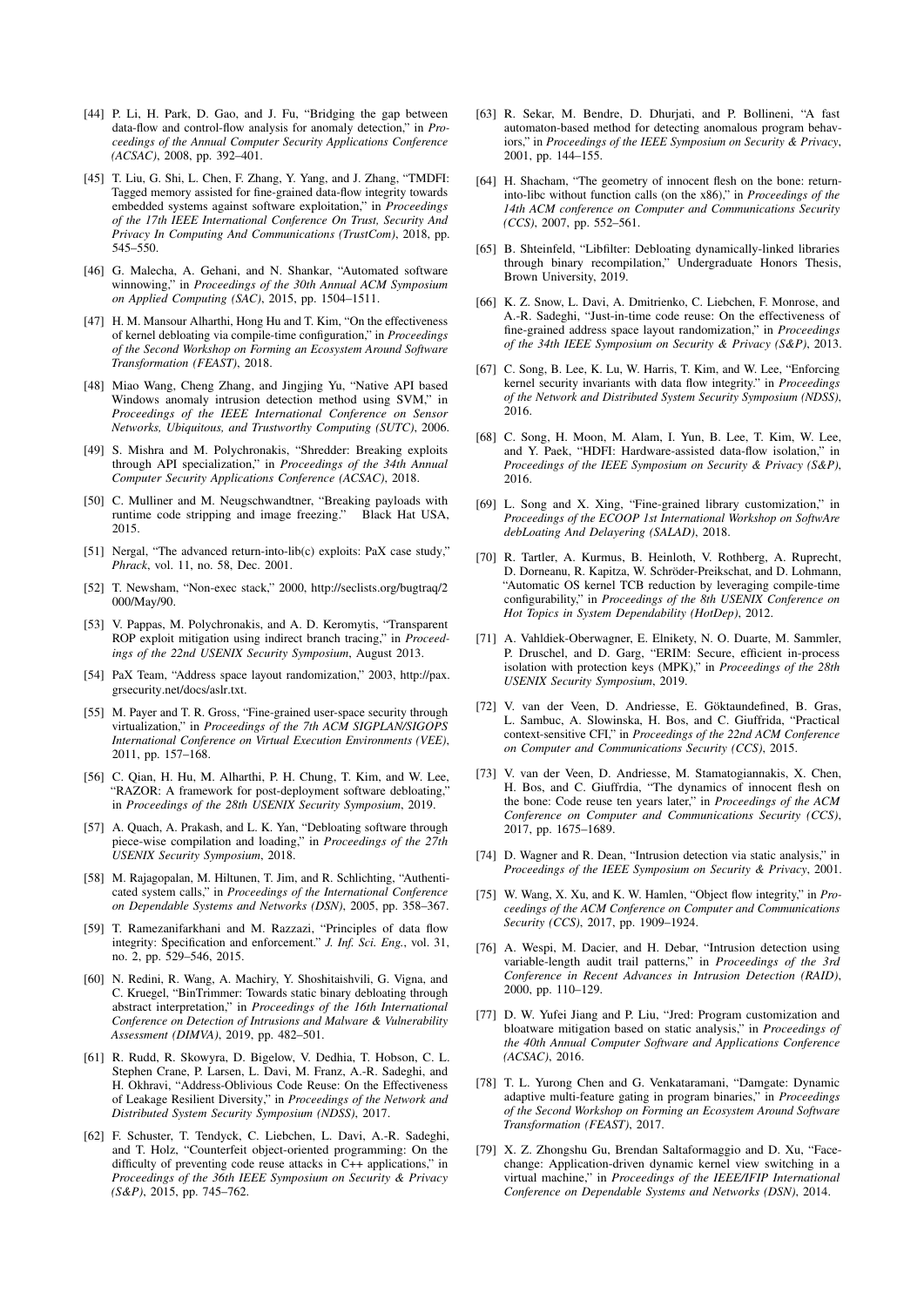[44] P. Li, H. Park, D. Gao, and J. Fu, "Bridging the gap between data-flow and control-flow analysis for anomaly detection," in *Proceedings of the Annual Computer Security Applications Conference (ACSAC)*, 2008, pp. 392–401.

[45] T. Liu, G. Shi, L. Chen, F. Zhang, Y. Yang, and J. Zhang, "TMDFI: Tagged memory assisted for fine-grained data-flow integrity towards embedded systems against software exploitation," in *Proceedings of the 17th IEEE International Conference On Trust, Security And Privacy In Computing And Communications (TrustCom)*, 2018, pp. 545–550.

[46] G. Malecha, A. Gehani, and N. Shankar, "Automated software winnowing," in *Proceedings of the 30th Annual ACM Symposium on Applied Computing (SAC)*, 2015, pp. 1504–1511.

[47] H. M. Mansour Alharthi, Hong Hu and T. Kim, "On the effectiveness of kernel debloating via compile-time configuration," in *Proceedings of the Second Workshop on Forming an Ecosystem Around Software Transformation (FEAST)*, 2018.

[48] Miao Wang, Cheng Zhang, and Jingjing Yu, "Native API based Windows anomaly intrusion detection method using SVM," in *Proceedings of the IEEE International Conference on Sensor Networks, Ubiquitous, and Trustworthy Computing (SUTC)*, 2006.

[49] S. Mishra and M. Polychronakis, "Shredder: Breaking exploits through API specialization," in *Proceedings of the 34th Annual Computer Security Applications Conference (ACSAC)*, 2018.

[50] C. Mulliner and M. Neugschwandtner, "Breaking payloads with runtime code stripping and image freezing." Black Hat USA, 2015.

[51] Nergal, "The advanced return-into-lib(c) exploits: PaX case study," *Phrack*, vol. 11, no. 58, Dec. 2001.

[52] T. Newsham, "Non-exec stack," 2000, http://seclists.org/bugtraq/2000/May/90.

[53] V. Pappas, M. Polychronakis, and A. D. Keromytis, "Transparent ROP exploit mitigation using indirect branch tracing," in *Proceedings of the 22nd USENIX Security Symposium*, August 2013.

[54] PaX Team, "Address space layout randomization," 2003, http://pax.grsecurity.net/docs/aslr.txt.

[55] M. Payer and T. R. Gross, "Fine-grained user-space security through virtualization," in *Proceedings of the 7th ACM SIGPLAN/SIGOPS International Conference on Virtual Execution Environments (VEE)*, 2011, pp. 157–168.

[56] C. Qian, H. Hu, M. Alharthi, P. H. Chung, T. Kim, and W. Lee, "RAZOR: A framework for post-deployment software debloating," in *Proceedings of the 28th USENIX Security Symposium*, 2019.

[57] A. Quach, A. Prakash, and L. K. Yan, "Debloating software through piece-wise compilation and loading," in *Proceedings of the 27th USENIX Security Symposium*, 2018.

[58] M. Rajagopalan, M. Hiltunen, T. Jim, and R. Schlichting, "Authenticated system calls," in *Proceedings of the International Conference on Dependable Systems and Networks (DSN)*, 2005, pp. 358–367.

[59] T. Ramezanifarkhani and M. Razzazi, "Principles of data flow integrity: Specification and enforcement." *J. Inf. Sci. Eng.*, vol. 31, no. 2, pp. 529–546, 2015.

[60] N. Redini, R. Wang, A. Machiry, Y. Shoshitaishvili, G. Vigna, and C. Kruegel, "BinTrimmer: Towards static binary debloating through abstract interpretation," in *Proceedings of the 16th International Conference on Detection of Intrusions and Malware & Vulnerability Assessment (DIMVA)*, 2019, pp. 482–501.

[61] R. Rudd, R. Skowyra, D. Bigelow, V. Dedhia, T. Hobson, C. L. Stephen Crane, P. Larsen, L. Davi, M. Franz, A.-R. Sadeghi, and H. Okhravi, "Address-Oblivious Code Reuse: On the Effectiveness of Leakage Resilient Diversity," in *Proceedings of the Network and Distributed System Security Symposium (NDSS)*, 2017.

[62] F. Schuster, T. Tendyck, C. Liebchen, L. Davi, A.-R. Sadeghi, and T. Holz, "Counterfeit object-oriented programming: On the difficulty of preventing code reuse attacks in C++ applications," in *Proceedings of the 36th IEEE Symposium on Security & Privacy (S&P)*, 2015, pp. 745–762.

[63] R. Sekar, M. Bendre, D. Dhurjati, and P. Bollineni, "A fast automaton-based method for detecting anomalous program behaviors," in *Proceedings of the IEEE Symposium on Security & Privacy*, 2001, pp. 144–155.

[64] H. Shacham, "The geometry of innocent flesh on the bone: return-into-libc without function calls (on the x86)," in *Proceedings of the 14th ACM conference on Computer and Communications Security (CCS)*, 2007, pp. 552–561.

[65] B. Shteinfeld, "Libfilter: Debloating dynamically-linked libraries through binary recompilation," Undergraduate Honors Thesis, Brown University, 2019.

[66] K. Z. Snow, L. Davi, A. Dmitrienko, C. Liebchen, F. Monrose, and A.-R. Sadeghi, "Just-in-time code reuse: On the effectiveness of fine-grained address space layout randomization," in *Proceedings of the 34th IEEE Symposium on Security & Privacy (S&P)*, 2013.

[67] C. Song, B. Lee, K. Lu, W. Harris, T. Kim, and W. Lee, "Enforcing kernel security invariants with data flow integrity." in *Proceedings of the Network and Distributed System Security Symposium (NDSS)*, 2016.

[68] C. Song, H. Moon, M. Alam, I. Yun, B. Lee, T. Kim, W. Lee, and Y. Paek, "HDFI: Hardware-assisted data-flow isolation," in *Proceedings of the IEEE Symposium on Security & Privacy (S&P)*, 2016.

[69] L. Song and X. Xing, "Fine-grained library customization," in *Proceedings of the ECOOP 1st International Workshop on SoftwAre debLoating And Delayering (SALAD)*, 2018.

[70] R. Tartler, A. Kurmus, B. Heinloth, V. Rothberg, A. Ruprecht, D. Dorneanu, R. Kapitza, W. Schröder-Preikschat, and D. Lohmann, "Automatic OS kernel TCB reduction by leveraging compile-time configurability," in *Proceedings of the 8th USENIX Conference on Hot Topics in System Dependability (HotDep)*, 2012.

[71] A. Vahldiek-Oberwagner, E. Elnikety, N. O. Duarte, M. Sammler, P. Druschel, and D. Garg, "ERIM: Secure, efficient in-process isolation with protection keys (MPK)," in *Proceedings of the 28th USENIX Security Symposium*, 2019.

[72] V. van der Veen, D. Andriesse, E. Göktaundefined, B. Gras, L. Sambuc, A. Slowinska, H. Bos, and C. Giuffrida, "Practical context-sensitive CFI," in *Proceedings of the 22nd ACM Conference on Computer and Communications Security (CCS)*, 2015.

[73] V. van der Veen, D. Andriesse, M. Stamatogiannakis, X. Chen, H. Bos, and C. Giuffrdia, "The dynamics of innocent flesh on the bone: Code reuse ten years later," in *Proceedings of the ACM Conference on Computer and Communications Security (CCS)*, 2017, pp. 1675–1689.

[74] D. Wagner and R. Dean, "Intrusion detection via static analysis," in *Proceedings of the IEEE Symposium on Security & Privacy*, 2001.

[75] W. Wang, X. Xu, and K. W. Hamlen, "Object flow integrity," in *Proceedings of the ACM Conference on Computer and Communications Security (CCS)*, 2017, pp. 1909–1924.

[76] A. Wespi, M. Dacier, and H. Debar, "Intrusion detection using variable-length audit trail patterns," in *Proceedings of the 3rd Conference in Recent Advances in Intrusion Detection (RAID)*, 2000, pp. 110–129.

[77] D. W. Yufei Jiang and P. Liu, "Jred: Program customization and bloatware mitigation based on static analysis," in *Proceedings of the 40th Annual Computer Software and Applications Conference (ACSAC)*, 2016.

[78] T. L. Yurong Chen and G. Venkataramani, "Damgate: Dynamic adaptive multi-feature gating in program binaries," in *Proceedings of the Second Workshop on Forming an Ecosystem Around Software Transformation (FEAST)*, 2017.

[79] X. Z. Zhongshu Gu, Brendan Saltaformaggio and D. Xu, "Face-change: Application-driven dynamic kernel view switching in a virtual machine," in *Proceedings of the IEEE/IFIP International Conference on Dependable Systems and Networks (DSN)*, 2014.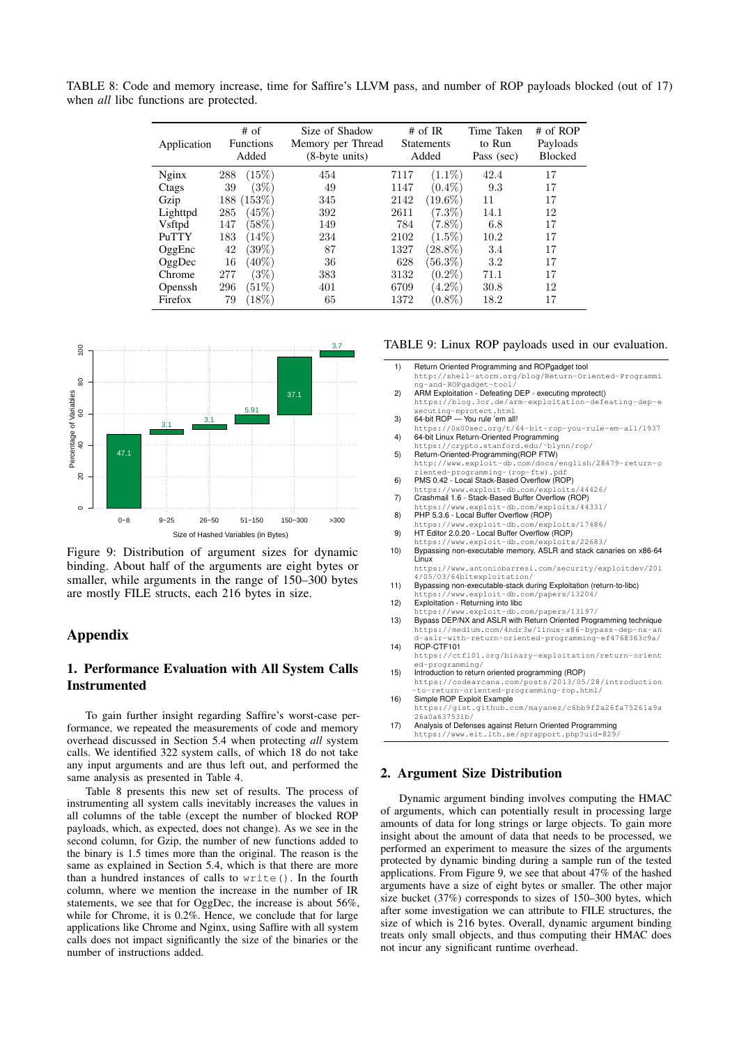TABLE 8: Code and memory increase, time for Saffire's LLVM pass, and number of ROP payloads blocked (out of 17) when *all* libc functions are protected.

| Application | # of Functions Added | Size of Shadow Memory per Thread (8-byte units) | # of IR Statements Added | Time Taken to Run Pass (sec) | # of ROP Payloads Blocked |
|---|---|---|---|---|---|
| Nginx | 288 (15%) | 454 | 7117 (1.1%) | 42.4 | 17 |
| Ctags | 39 (3%) | 49 | 1147 (0.4%) | 9.3 | 17 |
| Gzip | 188 (153%) | 345 | 2142 (19.6%) | 11 | 17 |
| Lighttpd | 285 (45%) | 392 | 2611 (7.3%) | 14.1 | 12 |
| Vsftpd | 147 (58%) | 149 | 784 (7.8%) | 6.8 | 17 |
| PuTTY | 183 (14%) | 234 | 2102 (1.5%) | 10.2 | 17 |
| OggEnc | 42 (39%) | 87 | 1327 (28.8%) | 3.4 | 17 |
| OggDec | 16 (40%) | 36 | 628 (56.3%) | 3.2 | 17 |
| Chrome | 277 (3%) | 383 | 3132 (0.2%) | 71.1 | 17 |
| Openssh | 296 (51%) | 401 | 6709 (4.2%) | 30.8 | 12 |
| Firefox | 79 (18%) | 65 | 1372 (0.8%) | 18.2 | 17 |

Percentage of Variables
0 20 40 60 80 100
47.1 3.1 3.1 5.91 37.1 3.7
0–8 9–25 26–50 51–150 150–300 >300
Size of Hashed Variables (in Bytes)

Figure 9: Distribution of argument sizes for dynamic binding. About half of the arguments are eight bytes or smaller, while arguments in the range of 150–300 bytes are mostly FILE structs, each 216 bytes in size.

# Appendix

## 1. Performance Evaluation with All System Calls Instrumented

To gain further insight regarding Saffire's worst-case performance, we repeated the measurements of code and memory overhead discussed in Section 5.4 when protecting *all* system calls. We identified 322 system calls, of which 18 do not take any input arguments and are thus left out, and performed the same analysis as presented in Table 4.

Table 8 presents this new set of results. The process of instrumenting all system calls inevitably increases the values in all columns of the table (except the number of blocked ROP payloads, which, as expected, does not change). As we see in the second column, for Gzip, the number of new functions added to the binary is 1.5 times more than the original. The reason is the same as explained in Section 5.4, which is that there are more than a hundred instances of calls to `write()`. In the fourth column, where we mention the increase in the number of IR statements, we see that for OggDec, the increase is about 56%, while for Chrome, it is 0.2%. Hence, we conclude that for large applications like Chrome and Nginx, using Saffire with all system calls does not impact significantly the size of the binaries or the number of instructions added.

TABLE 9: Linux ROP payloads used in our evaluation.

| | |
|---|---|
| 1) | Return Oriented Programming and ROPgadget tool http://shell-storm.org/blog/Return-Oriented-Programming-and-ROPgadget-tool/ |
| 2) | ARM Exploitation - Defeating DEP - executing mprotect() https://blog.3or.de/arm-exploitation-defeating-dep-executing-mprotect.html |
| 3) | 64-bit ROP — You rule 'em all! https://0x00sec.org/t/64-bit-rop-you-rule-em-all/1937 |
| 4) | 64-bit Linux Return-Oriented Programming https://crypto.stanford.edu/~blynn/rop/ |
| 5) | Return-Oriented-Programming(ROP FTW) http://www.exploit-db.com/docs/english/28479-return-oriented-programming-(rop-ftw).pdf |
| 6) | PMS 0.42 - Local Stack-Based Overflow (ROP) https://www.exploit-db.com/exploits/44426/ |
| 7) | Crashmail 1.6 - Stack-Based Buffer Overflow (ROP) https://www.exploit-db.com/exploits/44331/ |
| 8) | PHP 5.3.6 - Local Buffer Overflow (ROP) https://www.exploit-db.com/exploits/17486/ |
| 9) | HT Editor 2.0.20 - Local Buffer Overflow (ROP) https://www.exploit-db.com/exploits/22683/ |
| 10) | Bypassing non-executable memory, ASLR and stack canaries on x86-64 Linux https://www.antoniobarresi.com/security/exploitdev/2014/05/03/64bitexploitation/ |
| 11) | Bypassing non-executable-stack during Exploitation (return-to-libc) https://www.exploit-db.com/papers/13204/ |
| 12) | Exploitation - Returning into libc https://www.exploit-db.com/papers/13197/ |
| 13) | Bypass DEP/NX and ASLR with Return Oriented Programming technique https://medium.com/4ndr3w/linux-x86-bypass-dep-nx-and-aslr-with-return-oriented-programming-ef4768363c9a/ |
| 14) | ROP-CTF101 https://ctf101.org/binary-exploitation/return-oriented-programming/ |
| 15) | Introduction to return oriented programming (ROP) https://codearcana.com/posts/2013/05/28/introduction-to-return-oriented-programming-rop.html/ |
| 16) | Simple ROP Exploit Example https://gist.github.com/mayanez/c6bb9f2a26fa75261a9a26a0a637531b/ |
| 17) | Analysis of Defenses against Return Oriented Programming https://www.eit.lth.se/sprapport.php?uid=829/ |

## 2. Argument Size Distribution

Dynamic argument binding involves computing the HMAC of arguments, which can potentially result in processing large amounts of data for long strings or large objects. To gain more insight about the amount of data that needs to be processed, we performed an experiment to measure the sizes of the arguments protected by dynamic binding during a sample run of the tested applications. From Figure 9, we see that about 47% of the hashed arguments have a size of eight bytes or smaller. The other major size bucket (37%) corresponds to sizes of 150–300 bytes, which after some investigation we can attribute to FILE structures, the size of which is 216 bytes. Overall, dynamic argument binding treats only small objects, and thus computing their HMAC does not incur any significant runtime overhead.